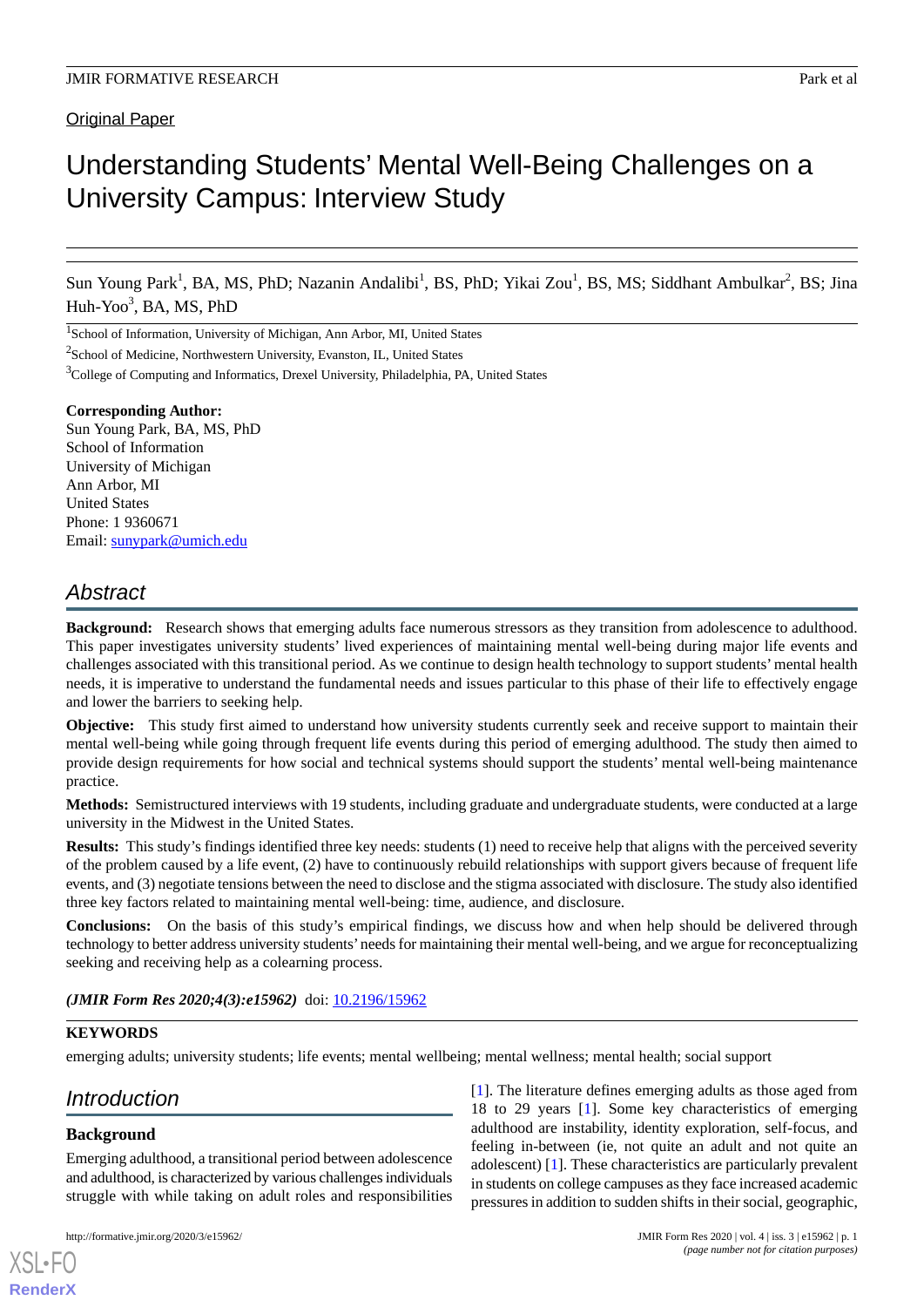Original Paper

# Understanding Students' Mental Well-Being Challenges on a University Campus: Interview Study

Sun Young Park[1], BA, MS, PhD; Nazanin Andalibi[1], BS, PhD; Yikai Zou[1], BS, MS; Siddhant Ambulkar[2], BS; Jina Huh-Yoo[3], BA, MS, PhD

[1]School of Information, University of Michigan, Ann Arbor, MI, United States

[2]School of Medicine, Northwestern University, Evanston, IL, United States

[3]College of Computing and Informatics, Drexel University, Philadelphia, PA, United States

**Corresponding Author:**
Sun Young Park, BA, MS, PhD
School of Information
University of Michigan
Ann Arbor, MI
United States
Phone: 1 9360671
Email: sunypark@umich.edu

## Abstract

**Background:** Research shows that emerging adults face numerous stressors as they transition from adolescence to adulthood. This paper investigates university students' lived experiences of maintaining mental well-being during major life events and challenges associated with this transitional period. As we continue to design health technology to support students' mental health needs, it is imperative to understand the fundamental needs and issues particular to this phase of their life to effectively engage and lower the barriers to seeking help.

**Objective:** This study first aimed to understand how university students currently seek and receive support to maintain their mental well-being while going through frequent life events during this period of emerging adulthood. The study then aimed to provide design requirements for how social and technical systems should support the students' mental well-being maintenance practice.

**Methods:** Semistructured interviews with 19 students, including graduate and undergraduate students, were conducted at a large university in the Midwest in the United States.

**Results:** This study's findings identified three key needs: students (1) need to receive help that aligns with the perceived severity of the problem caused by a life event, (2) have to continuously rebuild relationships with support givers because of frequent life events, and (3) negotiate tensions between the need to disclose and the stigma associated with disclosure. The study also identified three key factors related to maintaining mental well-being: time, audience, and disclosure.

**Conclusions:** On the basis of this study's empirical findings, we discuss how and when help should be delivered through technology to better address university students' needs for maintaining their mental well-being, and we argue for reconceptualizing seeking and receiving help as a colearning process.

***(JMIR Form Res 2020;4(3):e15962)*** doi: 10.2196/15962

**KEYWORDS**

emerging adults; university students; life events; mental wellbeing; mental wellness; mental health; social support

## Introduction

### Background

Emerging adulthood, a transitional period between adolescence and adulthood, is characterized by various challenges individuals struggle with while taking on adult roles and responsibilities [1]. The literature defines emerging adults as those aged from 18 to 29 years [1]. Some key characteristics of emerging adulthood are instability, identity exploration, self-focus, and feeling in-between (ie, not quite an adult and not quite an adolescent) [1]. These characteristics are particularly prevalent in students on college campuses as they face increased academic pressures in addition to sudden shifts in their social, geographic,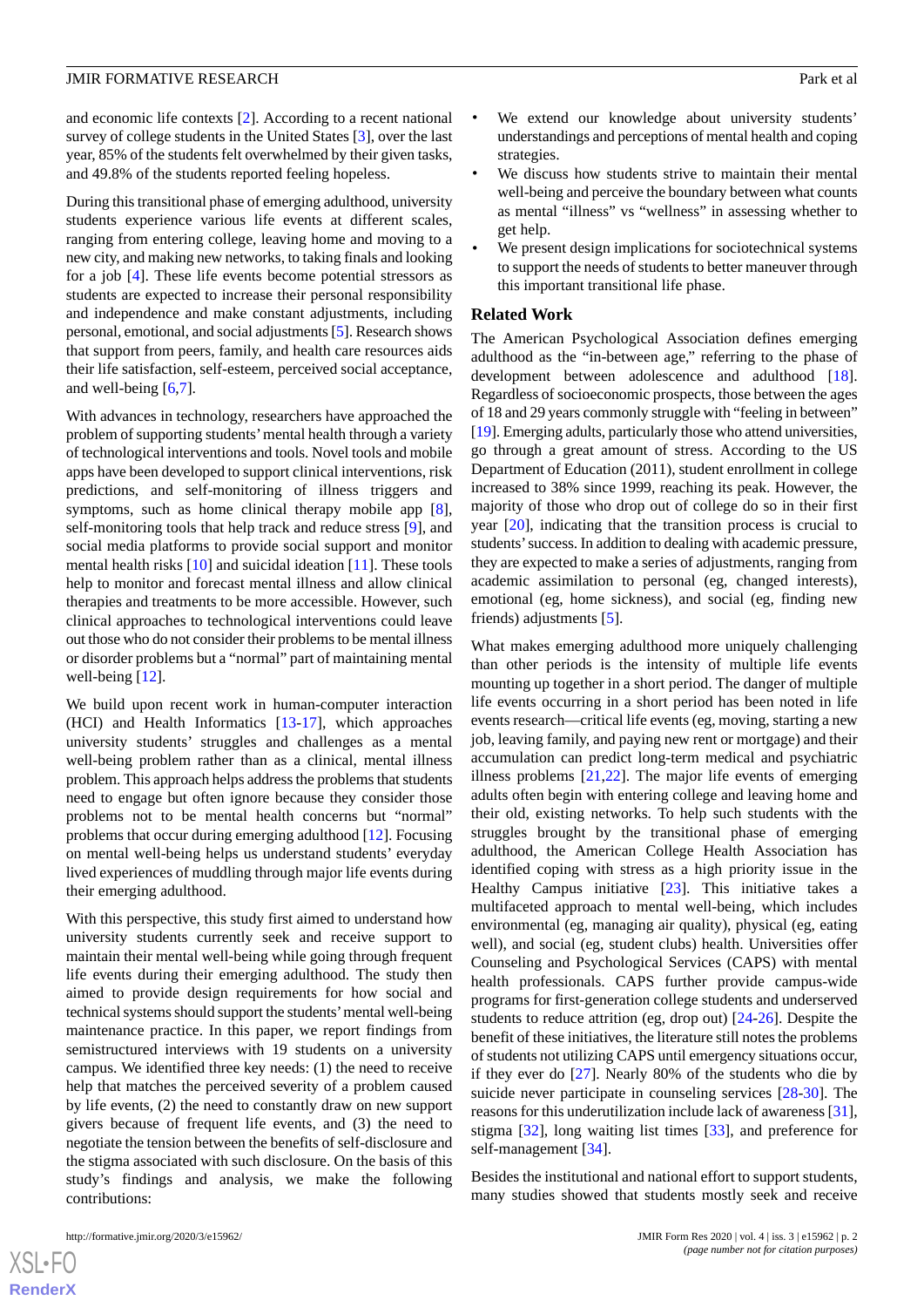and economic life contexts [2]. According to a recent national survey of college students in the United States [3], over the last year, 85% of the students felt overwhelmed by their given tasks, and 49.8% of the students reported feeling hopeless.

During this transitional phase of emerging adulthood, university students experience various life events at different scales, ranging from entering college, leaving home and moving to a new city, and making new networks, to taking finals and looking for a job [4]. These life events become potential stressors as students are expected to increase their personal responsibility and independence and make constant adjustments, including personal, emotional, and social adjustments [5]. Research shows that support from peers, family, and health care resources aids their life satisfaction, self-esteem, perceived social acceptance, and well-being [6,7].

With advances in technology, researchers have approached the problem of supporting students' mental health through a variety of technological interventions and tools. Novel tools and mobile apps have been developed to support clinical interventions, risk predictions, and self-monitoring of illness triggers and symptoms, such as home clinical therapy mobile app [8], self-monitoring tools that help track and reduce stress [9], and social media platforms to provide social support and monitor mental health risks [10] and suicidal ideation [11]. These tools help to monitor and forecast mental illness and allow clinical therapies and treatments to be more accessible. However, such clinical approaches to technological interventions could leave out those who do not consider their problems to be mental illness or disorder problems but a "normal" part of maintaining mental well-being [12].

We build upon recent work in human-computer interaction (HCI) and Health Informatics [13-17], which approaches university students' struggles and challenges as a mental well-being problem rather than as a clinical, mental illness problem. This approach helps address the problems that students need to engage but often ignore because they consider those problems not to be mental health concerns but "normal" problems that occur during emerging adulthood [12]. Focusing on mental well-being helps us understand students' everyday lived experiences of muddling through major life events during their emerging adulthood.

With this perspective, this study first aimed to understand how university students currently seek and receive support to maintain their mental well-being while going through frequent life events during their emerging adulthood. The study then aimed to provide design requirements for how social and technical systems should support the students' mental well-being maintenance practice. In this paper, we report findings from semistructured interviews with 19 students on a university campus. We identified three key needs: (1) the need to receive help that matches the perceived severity of a problem caused by life events, (2) the need to constantly draw on new support givers because of frequent life events, and (3) the need to negotiate the tension between the benefits of self-disclosure and the stigma associated with such disclosure. On the basis of this study's findings and analysis, we make the following contributions:

- We extend our knowledge about university students' understandings and perceptions of mental health and coping strategies.
- We discuss how students strive to maintain their mental well-being and perceive the boundary between what counts as mental "illness" vs "wellness" in assessing whether to get help.
- We present design implications for sociotechnical systems to support the needs of students to better maneuver through this important transitional life phase.

## Related Work

The American Psychological Association defines emerging adulthood as the "in-between age," referring to the phase of development between adolescence and adulthood [18]. Regardless of socioeconomic prospects, those between the ages of 18 and 29 years commonly struggle with "feeling in between" [19]. Emerging adults, particularly those who attend universities, go through a great amount of stress. According to the US Department of Education (2011), student enrollment in college increased to 38% since 1999, reaching its peak. However, the majority of those who drop out of college do so in their first year [20], indicating that the transition process is crucial to students' success. In addition to dealing with academic pressure, they are expected to make a series of adjustments, ranging from academic assimilation to personal (eg, changed interests), emotional (eg, home sickness), and social (eg, finding new friends) adjustments [5].

What makes emerging adulthood more uniquely challenging than other periods is the intensity of multiple life events mounting up together in a short period. The danger of multiple life events occurring in a short period has been noted in life events research—critical life events (eg, moving, starting a new job, leaving family, and paying new rent or mortgage) and their accumulation can predict long-term medical and psychiatric illness problems [21,22]. The major life events of emerging adults often begin with entering college and leaving home and their old, existing networks. To help such students with the struggles brought by the transitional phase of emerging adulthood, the American College Health Association has identified coping with stress as a high priority issue in the Healthy Campus initiative [23]. This initiative takes a multifaceted approach to mental well-being, which includes environmental (eg, managing air quality), physical (eg, eating well), and social (eg, student clubs) health. Universities offer Counseling and Psychological Services (CAPS) with mental health professionals. CAPS further provide campus-wide programs for first-generation college students and underserved students to reduce attrition (eg, drop out) [24-26]. Despite the benefit of these initiatives, the literature still notes the problems of students not utilizing CAPS until emergency situations occur, if they ever do [27]. Nearly 80% of the students who die by suicide never participate in counseling services [28-30]. The reasons for this underutilization include lack of awareness [31], stigma [32], long waiting list times [33], and preference for self-management [34].

Besides the institutional and national effort to support students, many studies showed that students mostly seek and receive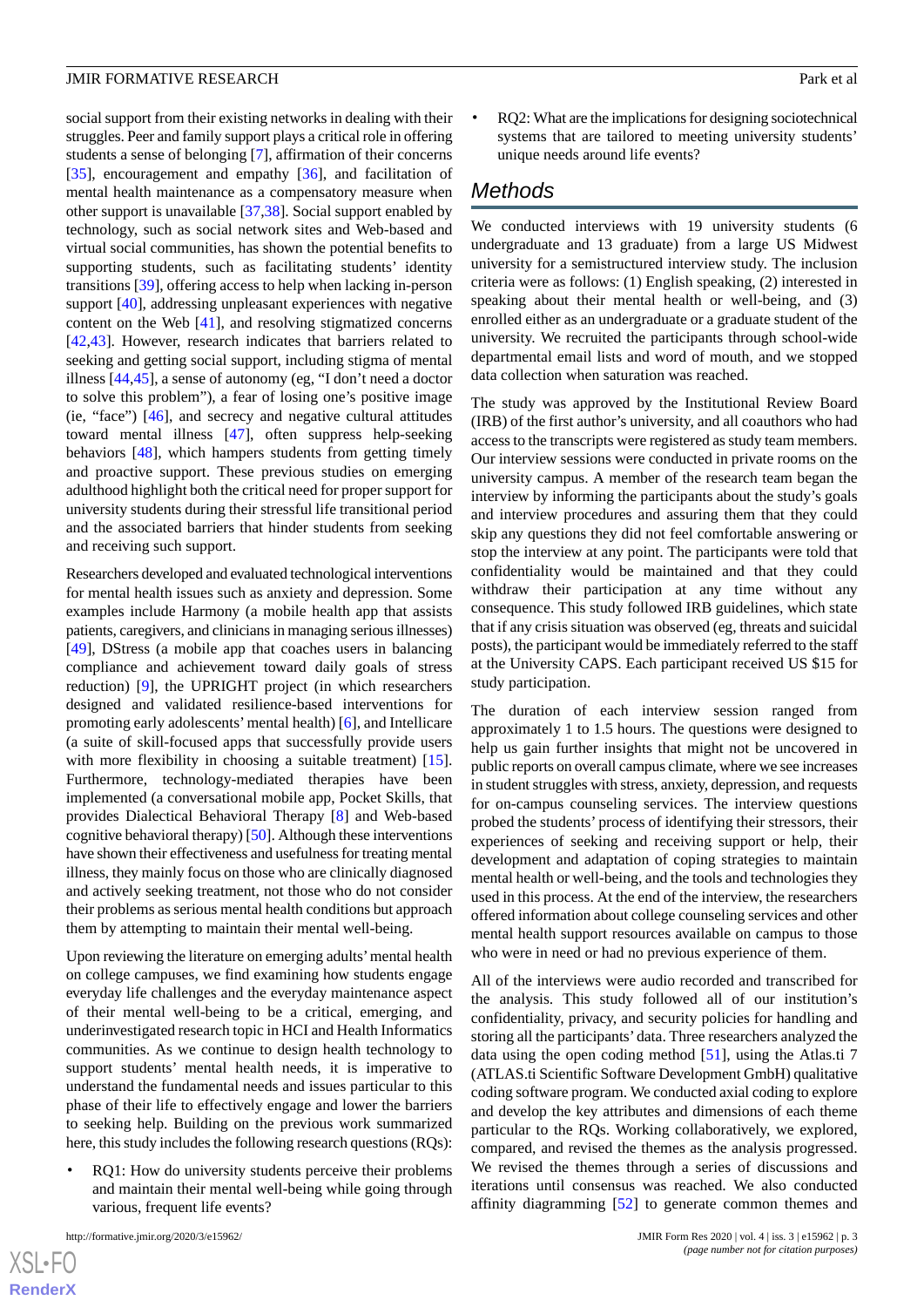social support from their existing networks in dealing with their struggles. Peer and family support plays a critical role in offering students a sense of belonging [7], affirmation of their concerns [35], encouragement and empathy [36], and facilitation of mental health maintenance as a compensatory measure when other support is unavailable [37,38]. Social support enabled by technology, such as social network sites and Web-based and virtual social communities, has shown the potential benefits to supporting students, such as facilitating students' identity transitions [39], offering access to help when lacking in-person support [40], addressing unpleasant experiences with negative content on the Web [41], and resolving stigmatized concerns [42,43]. However, research indicates that barriers related to seeking and getting social support, including stigma of mental illness [44,45], a sense of autonomy (eg, "I don't need a doctor to solve this problem"), a fear of losing one's positive image (ie, "face") [46], and secrecy and negative cultural attitudes toward mental illness [47], often suppress help-seeking behaviors [48], which hampers students from getting timely and proactive support. These previous studies on emerging adulthood highlight both the critical need for proper support for university students during their stressful life transitional period and the associated barriers that hinder students from seeking and receiving such support.

Researchers developed and evaluated technological interventions for mental health issues such as anxiety and depression. Some examples include Harmony (a mobile health app that assists patients, caregivers, and clinicians in managing serious illnesses) [49], DStress (a mobile app that coaches users in balancing compliance and achievement toward daily goals of stress reduction) [9], the UPRIGHT project (in which researchers designed and validated resilience-based interventions for promoting early adolescents' mental health) [6], and Intellicare (a suite of skill-focused apps that successfully provide users with more flexibility in choosing a suitable treatment) [15]. Furthermore, technology-mediated therapies have been implemented (a conversational mobile app, Pocket Skills, that provides Dialectical Behavioral Therapy [8] and Web-based cognitive behavioral therapy) [50]. Although these interventions have shown their effectiveness and usefulness for treating mental illness, they mainly focus on those who are clinically diagnosed and actively seeking treatment, not those who do not consider their problems as serious mental health conditions but approach them by attempting to maintain their mental well-being.

Upon reviewing the literature on emerging adults' mental health on college campuses, we find examining how students engage everyday life challenges and the everyday maintenance aspect of their mental well-being to be a critical, emerging, and underinvestigated research topic in HCI and Health Informatics communities. As we continue to design health technology to support students' mental health needs, it is imperative to understand the fundamental needs and issues particular to this phase of their life to effectively engage and lower the barriers to seeking help. Building on the previous work summarized here, this study includes the following research questions (RQs):

- RQ1: How do university students perceive their problems and maintain their mental well-being while going through various, frequent life events?
- RQ2: What are the implications for designing sociotechnical systems that are tailored to meeting university students' unique needs around life events?

# Methods

We conducted interviews with 19 university students (6 undergraduate and 13 graduate) from a large US Midwest university for a semistructured interview study. The inclusion criteria were as follows: (1) English speaking, (2) interested in speaking about their mental health or well-being, and (3) enrolled either as an undergraduate or a graduate student of the university. We recruited the participants through school-wide departmental email lists and word of mouth, and we stopped data collection when saturation was reached.

The study was approved by the Institutional Review Board (IRB) of the first author's university, and all coauthors who had access to the transcripts were registered as study team members. Our interview sessions were conducted in private rooms on the university campus. A member of the research team began the interview by informing the participants about the study's goals and interview procedures and assuring them that they could skip any questions they did not feel comfortable answering or stop the interview at any point. The participants were told that confidentiality would be maintained and that they could withdraw their participation at any time without any consequence. This study followed IRB guidelines, which state that if any crisis situation was observed (eg, threats and suicidal posts), the participant would be immediately referred to the staff at the University CAPS. Each participant received US $15 for study participation.

The duration of each interview session ranged from approximately 1 to 1.5 hours. The questions were designed to help us gain further insights that might not be uncovered in public reports on overall campus climate, where we see increases in student struggles with stress, anxiety, depression, and requests for on-campus counseling services. The interview questions probed the students' process of identifying their stressors, their experiences of seeking and receiving support or help, their development and adaptation of coping strategies to maintain mental health or well-being, and the tools and technologies they used in this process. At the end of the interview, the researchers offered information about college counseling services and other mental health support resources available on campus to those who were in need or had no previous experience of them.

All of the interviews were audio recorded and transcribed for the analysis. This study followed all of our institution's confidentiality, privacy, and security policies for handling and storing all the participants' data. Three researchers analyzed the data using the open coding method [51], using the Atlas.ti 7 (ATLAS.ti Scientific Software Development GmbH) qualitative coding software program. We conducted axial coding to explore and develop the key attributes and dimensions of each theme particular to the RQs. Working collaboratively, we explored, compared, and revised the themes as the analysis progressed. We revised the themes through a series of discussions and iterations until consensus was reached. We also conducted affinity diagramming [52] to generate common themes and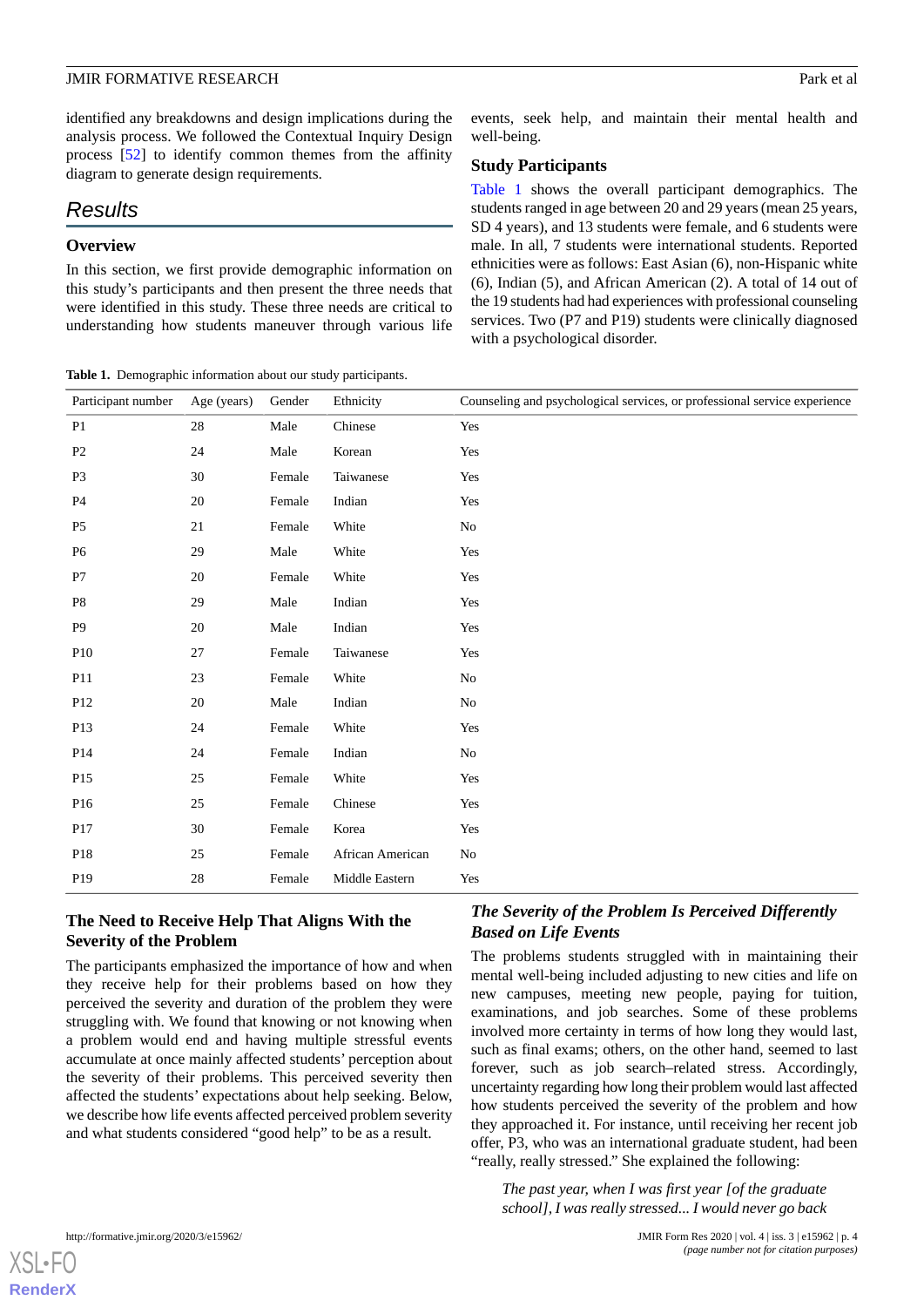identified any breakdowns and design implications during the analysis process. We followed the Contextual Inquiry Design process [52] to identify common themes from the affinity diagram to generate design requirements.

## Results

### Overview

In this section, we first provide demographic information on this study's participants and then present the three needs that were identified in this study. These three needs are critical to understanding how students maneuver through various life events, seek help, and maintain their mental health and well-being.

### Study Participants

Table 1 shows the overall participant demographics. The students ranged in age between 20 and 29 years (mean 25 years, SD 4 years), and 13 students were female, and 6 students were male. In all, 7 students were international students. Reported ethnicities were as follows: East Asian (6), non-Hispanic white (6), Indian (5), and African American (2). A total of 14 out of the 19 students had had experiences with professional counseling services. Two (P7 and P19) students were clinically diagnosed with a psychological disorder.

**Table 1.** Demographic information about our study participants.

| Participant number | Age (years) | Gender | Ethnicity | Counseling and psychological services, or professional service experience |
|---|---|---|---|---|
| P1 | 28 | Male | Chinese | Yes |
| P2 | 24 | Male | Korean | Yes |
| P3 | 30 | Female | Taiwanese | Yes |
| P4 | 20 | Female | Indian | Yes |
| P5 | 21 | Female | White | No |
| P6 | 29 | Male | White | Yes |
| P7 | 20 | Female | White | Yes |
| P8 | 29 | Male | Indian | Yes |
| P9 | 20 | Male | Indian | Yes |
| P10 | 27 | Female | Taiwanese | Yes |
| P11 | 23 | Female | White | No |
| P12 | 20 | Male | Indian | No |
| P13 | 24 | Female | White | Yes |
| P14 | 24 | Female | Indian | No |
| P15 | 25 | Female | White | Yes |
| P16 | 25 | Female | Chinese | Yes |
| P17 | 30 | Female | Korea | Yes |
| P18 | 25 | Female | African American | No |
| P19 | 28 | Female | Middle Eastern | Yes |

### The Need to Receive Help That Aligns With the Severity of the Problem

The participants emphasized the importance of how and when they receive help for their problems based on how they perceived the severity and duration of the problem they were struggling with. We found that knowing or not knowing when a problem would end and having multiple stressful events accumulate at once mainly affected students' perception about the severity of their problems. This perceived severity then affected the students' expectations about help seeking. Below, we describe how life events affected perceived problem severity and what students considered "good help" to be as a result.

#### *The Severity of the Problem Is Perceived Differently Based on Life Events*

The problems students struggled with in maintaining their mental well-being included adjusting to new cities and life on new campuses, meeting new people, paying for tuition, examinations, and job searches. Some of these problems involved more certainty in terms of how long they would last, such as final exams; others, on the other hand, seemed to last forever, such as job search–related stress. Accordingly, uncertainty regarding how long their problem would last affected how students perceived the severity of the problem and how they approached it. For instance, until receiving her recent job offer, P3, who was an international graduate student, had been "really, really stressed." She explained the following:

> *The past year, when I was first year [of the graduate school], I was really stressed... I would never go back*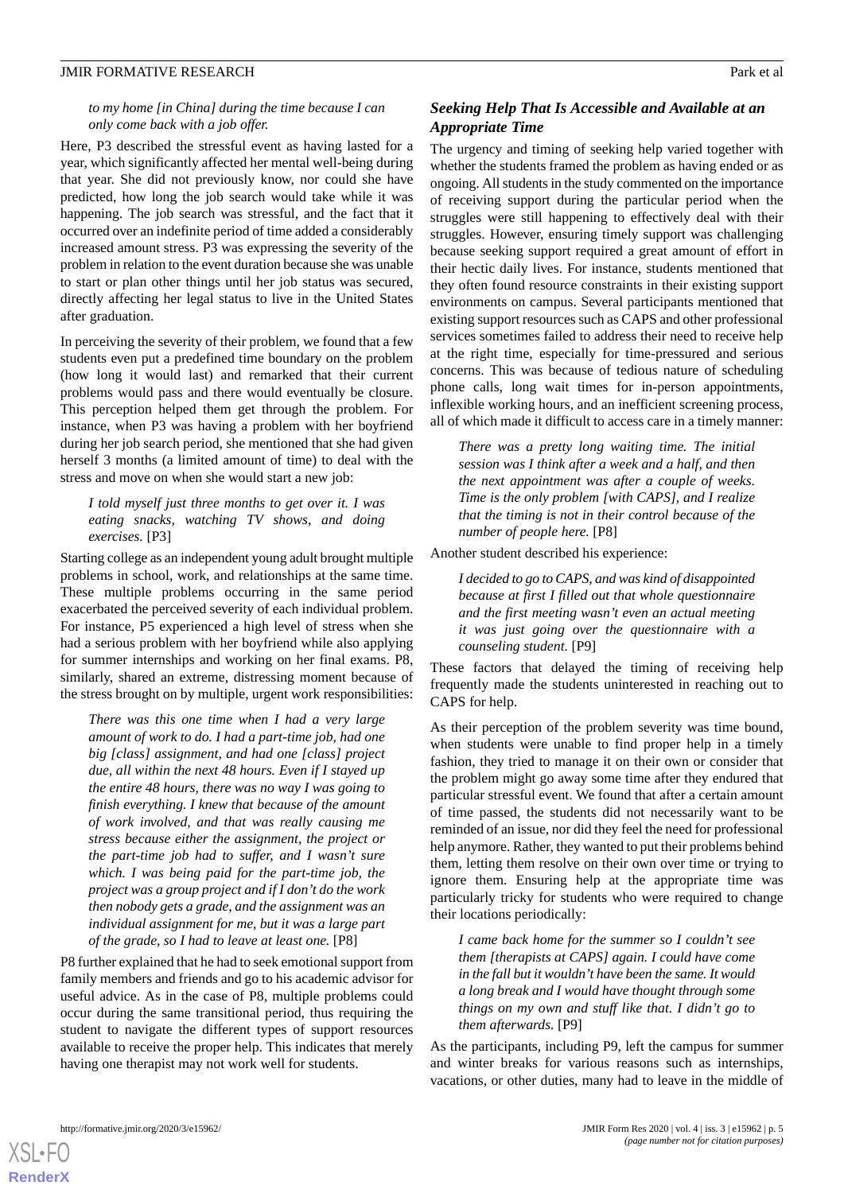*to my home [in China] during the time because I can only come back with a job offer.*

Here, P3 described the stressful event as having lasted for a year, which significantly affected her mental well-being during that year. She did not previously know, nor could she have predicted, how long the job search would take while it was happening. The job search was stressful, and the fact that it occurred over an indefinite period of time added a considerably increased amount stress. P3 was expressing the severity of the problem in relation to the event duration because she was unable to start or plan other things until her job status was secured, directly affecting her legal status to live in the United States after graduation.

In perceiving the severity of their problem, we found that a few students even put a predefined time boundary on the problem (how long it would last) and remarked that their current problems would pass and there would eventually be closure. This perception helped them get through the problem. For instance, when P3 was having a problem with her boyfriend during her job search period, she mentioned that she had given herself 3 months (a limited amount of time) to deal with the stress and move on when she would start a new job:

> *I told myself just three months to get over it. I was eating snacks, watching TV shows, and doing exercises.* [P3]

Starting college as an independent young adult brought multiple problems in school, work, and relationships at the same time. These multiple problems occurring in the same period exacerbated the perceived severity of each individual problem. For instance, P5 experienced a high level of stress when she had a serious problem with her boyfriend while also applying for summer internships and working on her final exams. P8, similarly, shared an extreme, distressing moment because of the stress brought on by multiple, urgent work responsibilities:

> *There was this one time when I had a very large amount of work to do. I had a part-time job, had one big [class] assignment, and had one [class] project due, all within the next 48 hours. Even if I stayed up the entire 48 hours, there was no way I was going to finish everything. I knew that because of the amount of work involved, and that was really causing me stress because either the assignment, the project or the part-time job had to suffer, and I wasn't sure which. I was being paid for the part-time job, the project was a group project and if I don't do the work then nobody gets a grade, and the assignment was an individual assignment for me, but it was a large part of the grade, so I had to leave at least one.* [P8]

P8 further explained that he had to seek emotional support from family members and friends and go to his academic advisor for useful advice. As in the case of P8, multiple problems could occur during the same transitional period, thus requiring the student to navigate the different types of support resources available to receive the proper help. This indicates that merely having one therapist may not work well for students.

### *Seeking Help That Is Accessible and Available at an Appropriate Time*

The urgency and timing of seeking help varied together with whether the students framed the problem as having ended or as ongoing. All students in the study commented on the importance of receiving support during the particular period when the struggles were still happening to effectively deal with their struggles. However, ensuring timely support was challenging because seeking support required a great amount of effort in their hectic daily lives. For instance, students mentioned that they often found resource constraints in their existing support environments on campus. Several participants mentioned that existing support resources such as CAPS and other professional services sometimes failed to address their need to receive help at the right time, especially for time-pressured and serious concerns. This was because of tedious nature of scheduling phone calls, long wait times for in-person appointments, inflexible working hours, and an inefficient screening process, all of which made it difficult to access care in a timely manner:

> *There was a pretty long waiting time. The initial session was I think after a week and a half, and then the next appointment was after a couple of weeks. Time is the only problem [with CAPS], and I realize that the timing is not in their control because of the number of people here.* [P8]

Another student described his experience:

> *I decided to go to CAPS, and was kind of disappointed because at first I filled out that whole questionnaire and the first meeting wasn't even an actual meeting it was just going over the questionnaire with a counseling student.* [P9]

These factors that delayed the timing of receiving help frequently made the students uninterested in reaching out to CAPS for help.

As their perception of the problem severity was time bound, when students were unable to find proper help in a timely fashion, they tried to manage it on their own or consider that the problem might go away some time after they endured that particular stressful event. We found that after a certain amount of time passed, the students did not necessarily want to be reminded of an issue, nor did they feel the need for professional help anymore. Rather, they wanted to put their problems behind them, letting them resolve on their own over time or trying to ignore them. Ensuring help at the appropriate time was particularly tricky for students who were required to change their locations periodically:

> *I came back home for the summer so I couldn't see them [therapists at CAPS] again. I could have come in the fall but it wouldn't have been the same. It would a long break and I would have thought through some things on my own and stuff like that. I didn't go to them afterwards.* [P9]

As the participants, including P9, left the campus for summer and winter breaks for various reasons such as internships, vacations, or other duties, many had to leave in the middle of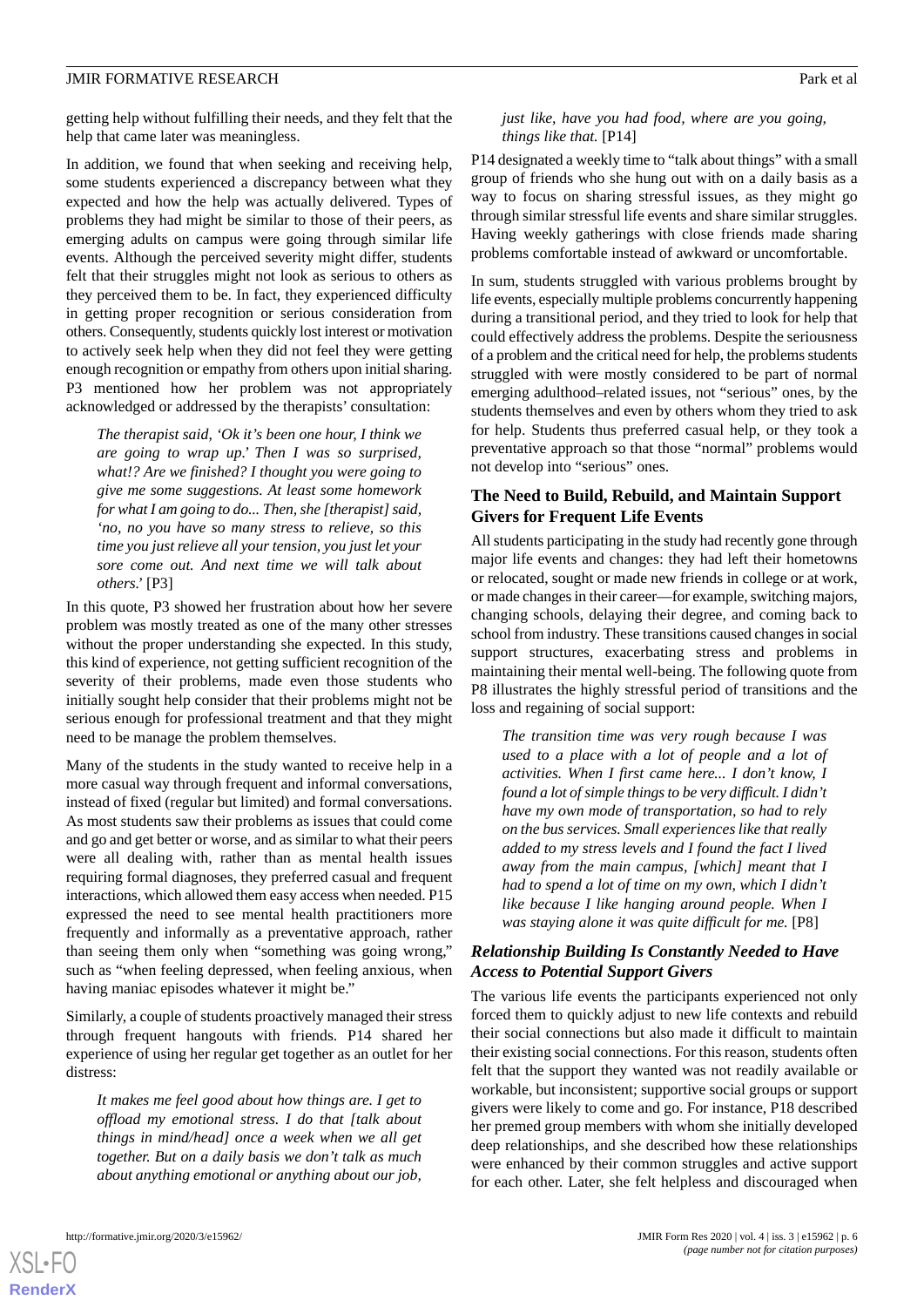getting help without fulfilling their needs, and they felt that the help that came later was meaningless.

In addition, we found that when seeking and receiving help, some students experienced a discrepancy between what they expected and how the help was actually delivered. Types of problems they had might be similar to those of their peers, as emerging adults on campus were going through similar life events. Although the perceived severity might differ, students felt that their struggles might not look as serious to others as they perceived them to be. In fact, they experienced difficulty in getting proper recognition or serious consideration from others. Consequently, students quickly lost interest or motivation to actively seek help when they did not feel they were getting enough recognition or empathy from others upon initial sharing. P3 mentioned how her problem was not appropriately acknowledged or addressed by the therapists' consultation:

> *The therapist said, 'Ok it's been one hour, I think we are going to wrap up.' Then I was so surprised, what!? Are we finished? I thought you were going to give me some suggestions. At least some homework for what I am going to do... Then, she [therapist] said, 'no, no you have so many stress to relieve, so this time you just relieve all your tension, you just let your sore come out. And next time we will talk about others.'* [P3]

In this quote, P3 showed her frustration about how her severe problem was mostly treated as one of the many other stresses without the proper understanding she expected. In this study, this kind of experience, not getting sufficient recognition of the severity of their problems, made even those students who initially sought help consider that their problems might not be serious enough for professional treatment and that they might need to be manage the problem themselves.

Many of the students in the study wanted to receive help in a more casual way through frequent and informal conversations, instead of fixed (regular but limited) and formal conversations. As most students saw their problems as issues that could come and go and get better or worse, and as similar to what their peers were all dealing with, rather than as mental health issues requiring formal diagnoses, they preferred casual and frequent interactions, which allowed them easy access when needed. P15 expressed the need to see mental health practitioners more frequently and informally as a preventative approach, rather than seeing them only when "something was going wrong," such as "when feeling depressed, when feeling anxious, when having maniac episodes whatever it might be."

Similarly, a couple of students proactively managed their stress through frequent hangouts with friends. P14 shared her experience of using her regular get together as an outlet for her distress:

> *It makes me feel good about how things are. I get to offload my emotional stress. I do that [talk about things in mind/head] once a week when we all get together. But on a daily basis we don't talk as much about anything emotional or anything about our job, just like, have you had food, where are you going, things like that.* [P14]

P14 designated a weekly time to "talk about things" with a small group of friends who she hung out with on a daily basis as a way to focus on sharing stressful issues, as they might go through similar stressful life events and share similar struggles. Having weekly gatherings with close friends made sharing problems comfortable instead of awkward or uncomfortable.

In sum, students struggled with various problems brought by life events, especially multiple problems concurrently happening during a transitional period, and they tried to look for help that could effectively address the problems. Despite the seriousness of a problem and the critical need for help, the problems students struggled with were mostly considered to be part of normal emerging adulthood–related issues, not "serious" ones, by the students themselves and even by others whom they tried to ask for help. Students thus preferred casual help, or they took a preventative approach so that those "normal" problems would not develop into "serious" ones.

## The Need to Build, Rebuild, and Maintain Support Givers for Frequent Life Events

All students participating in the study had recently gone through major life events and changes: they had left their hometowns or relocated, sought or made new friends in college or at work, or made changes in their career—for example, switching majors, changing schools, delaying their degree, and coming back to school from industry. These transitions caused changes in social support structures, exacerbating stress and problems in maintaining their mental well-being. The following quote from P8 illustrates the highly stressful period of transitions and the loss and regaining of social support:

> *The transition time was very rough because I was used to a place with a lot of people and a lot of activities. When I first came here... I don't know, I found a lot of simple things to be very difficult. I didn't have my own mode of transportation, so had to rely on the bus services. Small experiences like that really added to my stress levels and I found the fact I lived away from the main campus, [which] meant that I had to spend a lot of time on my own, which I didn't like because I like hanging around people. When I was staying alone it was quite difficult for me.* [P8]

### *Relationship Building Is Constantly Needed to Have Access to Potential Support Givers*

The various life events the participants experienced not only forced them to quickly adjust to new life contexts and rebuild their social connections but also made it difficult to maintain their existing social connections. For this reason, students often felt that the support they wanted was not readily available or workable, but inconsistent; supportive social groups or support givers were likely to come and go. For instance, P18 described her premed group members with whom she initially developed deep relationships, and she described how these relationships were enhanced by their common struggles and active support for each other. Later, she felt helpless and discouraged when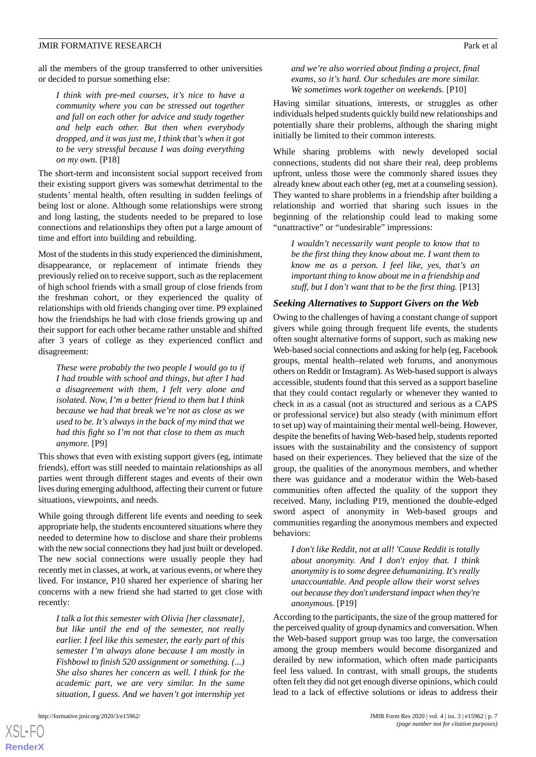all the members of the group transferred to other universities or decided to pursue something else:

> *I think with pre-med courses, it's nice to have a community where you can be stressed out together and fall on each other for advice and study together and help each other. But then when everybody dropped, and it was just me, I think that's when it got to be very stressful because I was doing everything on my own.* [P18]

The short-term and inconsistent social support received from their existing support givers was somewhat detrimental to the students' mental health, often resulting in sudden feelings of being lost or alone. Although some relationships were strong and long lasting, the students needed to be prepared to lose connections and relationships they often put a large amount of time and effort into building and rebuilding.

Most of the students in this study experienced the diminishment, disappearance, or replacement of intimate friends they previously relied on to receive support, such as the replacement of high school friends with a small group of close friends from the freshman cohort, or they experienced the quality of relationships with old friends changing over time. P9 explained how the friendships he had with close friends growing up and their support for each other became rather unstable and shifted after 3 years of college as they experienced conflict and disagreement:

> *These were probably the two people I would go to if I had trouble with school and things, but after I had a disagreement with them, I felt very alone and isolated. Now, I'm a better friend to them but I think because we had that break we're not as close as we used to be. It's always in the back of my mind that we had this fight so I'm not that close to them as much anymore.* [P9]

This shows that even with existing support givers (eg, intimate friends), effort was still needed to maintain relationships as all parties went through different stages and events of their own lives during emerging adulthood, affecting their current or future situations, viewpoints, and needs.

While going through different life events and needing to seek appropriate help, the students encountered situations where they needed to determine how to disclose and share their problems with the new social connections they had just built or developed. The new social connections were usually people they had recently met in classes, at work, at various events, or where they lived. For instance, P10 shared her experience of sharing her concerns with a new friend she had started to get close with recently:

> *I talk a lot this semester with Olivia [her classmate], but like until the end of the semester, not really earlier. I feel like this semester, the early part of this semester I'm always alone because I am mostly in Fishbowl to finish 520 assignment or something. (...) She also shares her concern as well. I think for the academic part, we are very similar. In the same situation, I guess. And we haven't got internship yet and we're also worried about finding a project, final exams, so it's hard. Our schedules are more similar. We sometimes work together on weekends.* [P10]

Having similar situations, interests, or struggles as other individuals helped students quickly build new relationships and potentially share their problems, although the sharing might initially be limited to their common interests.

While sharing problems with newly developed social connections, students did not share their real, deep problems upfront, unless those were the commonly shared issues they already knew about each other (eg, met at a counseling session). They wanted to share problems in a friendship after building a relationship and worried that sharing such issues in the beginning of the relationship could lead to making some "unattractive" or "undesirable" impressions:

> *I wouldn't necessarily want people to know that to be the first thing they know about me. I want them to know me as a person. I feel like, yes, that's an important thing to know about me in a friendship and stuff, but I don't want that to be the first thing.* [P13]

### Seeking Alternatives to Support Givers on the Web

Owing to the challenges of having a constant change of support givers while going through frequent life events, the students often sought alternative forms of support, such as making new Web-based social connections and asking for help (eg, Facebook groups, mental health–related web forums, and anonymous others on Reddit or Instagram). As Web-based support is always accessible, students found that this served as a support baseline that they could contact regularly or whenever they wanted to check in as a casual (not as structured and serious as a CAPS or professional service) but also steady (with minimum effort to set up) way of maintaining their mental well-being. However, despite the benefits of having Web-based help, students reported issues with the sustainability and the consistency of support based on their experiences. They believed that the size of the group, the qualities of the anonymous members, and whether there was guidance and a moderator within the Web-based communities often affected the quality of the support they received. Many, including P19, mentioned the double-edged sword aspect of anonymity in Web-based groups and communities regarding the anonymous members and expected behaviors:

> *I don't like Reddit, not at all! 'Cause Reddit is totally about anonymity. And I don't enjoy that. I think anonymity is to some degree dehumanizing. It's really unaccountable. And people allow their worst selves out because they don't understand impact when they're anonymous.* [P19]

According to the participants, the size of the group mattered for the perceived quality of group dynamics and conversation. When the Web-based support group was too large, the conversation among the group members would become disorganized and derailed by new information, which often made participants feel less valued. In contrast, with small groups, the students often felt they did not get enough diverse opinions, which could lead to a lack of effective solutions or ideas to address their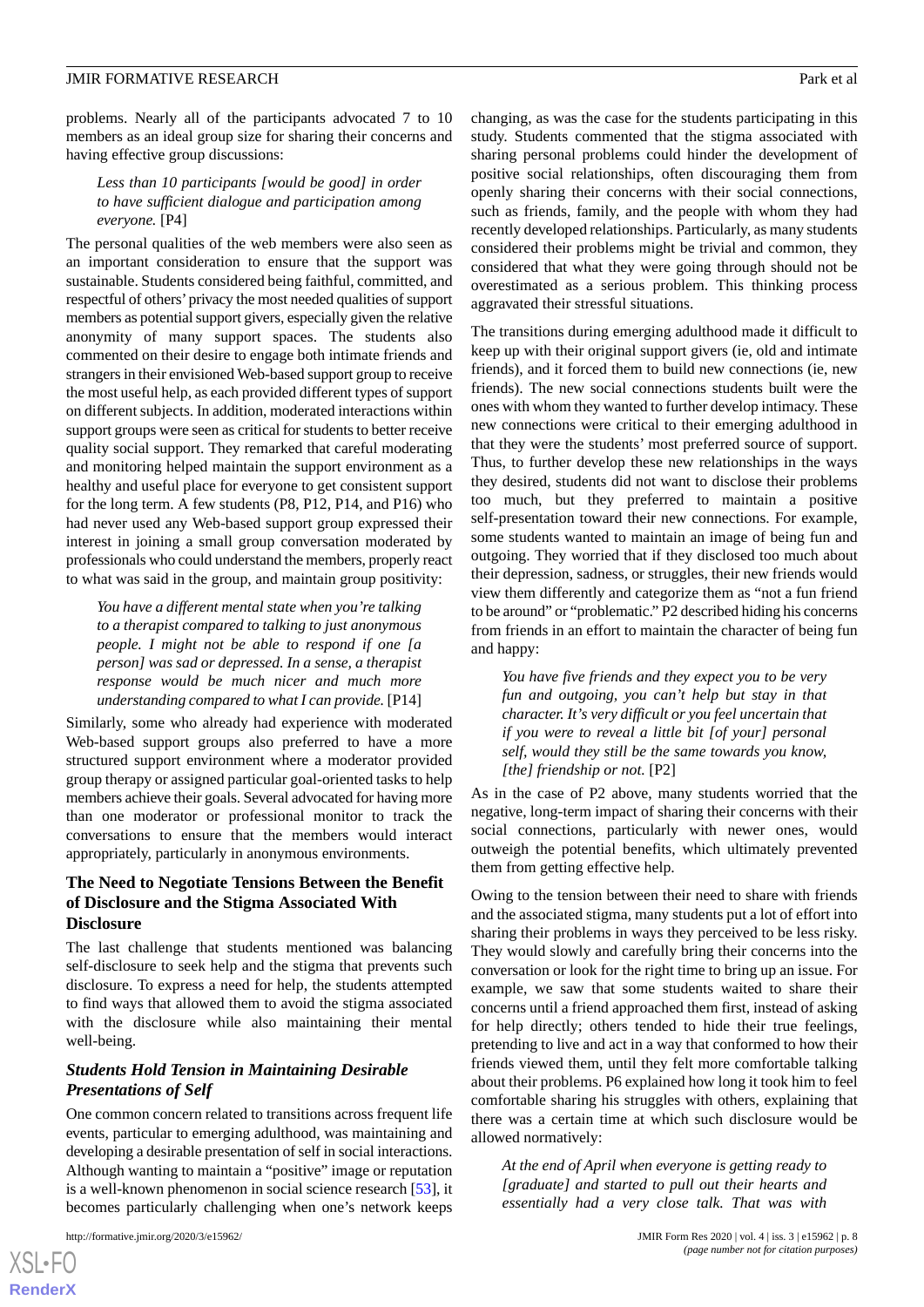problems. Nearly all of the participants advocated 7 to 10 members as an ideal group size for sharing their concerns and having effective group discussions:

> *Less than 10 participants [would be good] in order to have sufficient dialogue and participation among everyone.* [P4]

The personal qualities of the web members were also seen as an important consideration to ensure that the support was sustainable. Students considered being faithful, committed, and respectful of others' privacy the most needed qualities of support members as potential support givers, especially given the relative anonymity of many support spaces. The students also commented on their desire to engage both intimate friends and strangers in their envisioned Web-based support group to receive the most useful help, as each provided different types of support on different subjects. In addition, moderated interactions within support groups were seen as critical for students to better receive quality social support. They remarked that careful moderating and monitoring helped maintain the support environment as a healthy and useful place for everyone to get consistent support for the long term. A few students (P8, P12, P14, and P16) who had never used any Web-based support group expressed their interest in joining a small group conversation moderated by professionals who could understand the members, properly react to what was said in the group, and maintain group positivity:

> *You have a different mental state when you're talking to a therapist compared to talking to just anonymous people. I might not be able to respond if one [a person] was sad or depressed. In a sense, a therapist response would be much nicer and much more understanding compared to what I can provide.* [P14]

Similarly, some who already had experience with moderated Web-based support groups also preferred to have a more structured support environment where a moderator provided group therapy or assigned particular goal-oriented tasks to help members achieve their goals. Several advocated for having more than one moderator or professional monitor to track the conversations to ensure that the members would interact appropriately, particularly in anonymous environments.

## The Need to Negotiate Tensions Between the Benefit of Disclosure and the Stigma Associated With Disclosure

The last challenge that students mentioned was balancing self-disclosure to seek help and the stigma that prevents such disclosure. To express a need for help, the students attempted to find ways that allowed them to avoid the stigma associated with the disclosure while also maintaining their mental well-being.

### *Students Hold Tension in Maintaining Desirable Presentations of Self*

One common concern related to transitions across frequent life events, particular to emerging adulthood, was maintaining and developing a desirable presentation of self in social interactions. Although wanting to maintain a "positive" image or reputation is a well-known phenomenon in social science research [53], it becomes particularly challenging when one's network keeps changing, as was the case for the students participating in this study. Students commented that the stigma associated with sharing personal problems could hinder the development of positive social relationships, often discouraging them from openly sharing their concerns with their social connections, such as friends, family, and the people with whom they had recently developed relationships. Particularly, as many students considered their problems might be trivial and common, they considered that what they were going through should not be overestimated as a serious problem. This thinking process aggravated their stressful situations.

The transitions during emerging adulthood made it difficult to keep up with their original support givers (ie, old and intimate friends), and it forced them to build new connections (ie, new friends). The new social connections students built were the ones with whom they wanted to further develop intimacy. These new connections were critical to their emerging adulthood in that they were the students' most preferred source of support. Thus, to further develop these new relationships in the ways they desired, students did not want to disclose their problems too much, but they preferred to maintain a positive self-presentation toward their new connections. For example, some students wanted to maintain an image of being fun and outgoing. They worried that if they disclosed too much about their depression, sadness, or struggles, their new friends would view them differently and categorize them as "not a fun friend to be around" or "problematic." P2 described hiding his concerns from friends in an effort to maintain the character of being fun and happy:

> *You have five friends and they expect you to be very fun and outgoing, you can't help but stay in that character. It's very difficult or you feel uncertain that if you were to reveal a little bit [of your] personal self, would they still be the same towards you know, [the] friendship or not.* [P2]

As in the case of P2 above, many students worried that the negative, long-term impact of sharing their concerns with their social connections, particularly with newer ones, would outweigh the potential benefits, which ultimately prevented them from getting effective help.

Owing to the tension between their need to share with friends and the associated stigma, many students put a lot of effort into sharing their problems in ways they perceived to be less risky. They would slowly and carefully bring their concerns into the conversation or look for the right time to bring up an issue. For example, we saw that some students waited to share their concerns until a friend approached them first, instead of asking for help directly; others tended to hide their true feelings, pretending to live and act in a way that conformed to how their friends viewed them, until they felt more comfortable talking about their problems. P6 explained how long it took him to feel comfortable sharing his struggles with others, explaining that there was a certain time at which such disclosure would be allowed normatively:

> *At the end of April when everyone is getting ready to [graduate] and started to pull out their hearts and essentially had a very close talk. That was with*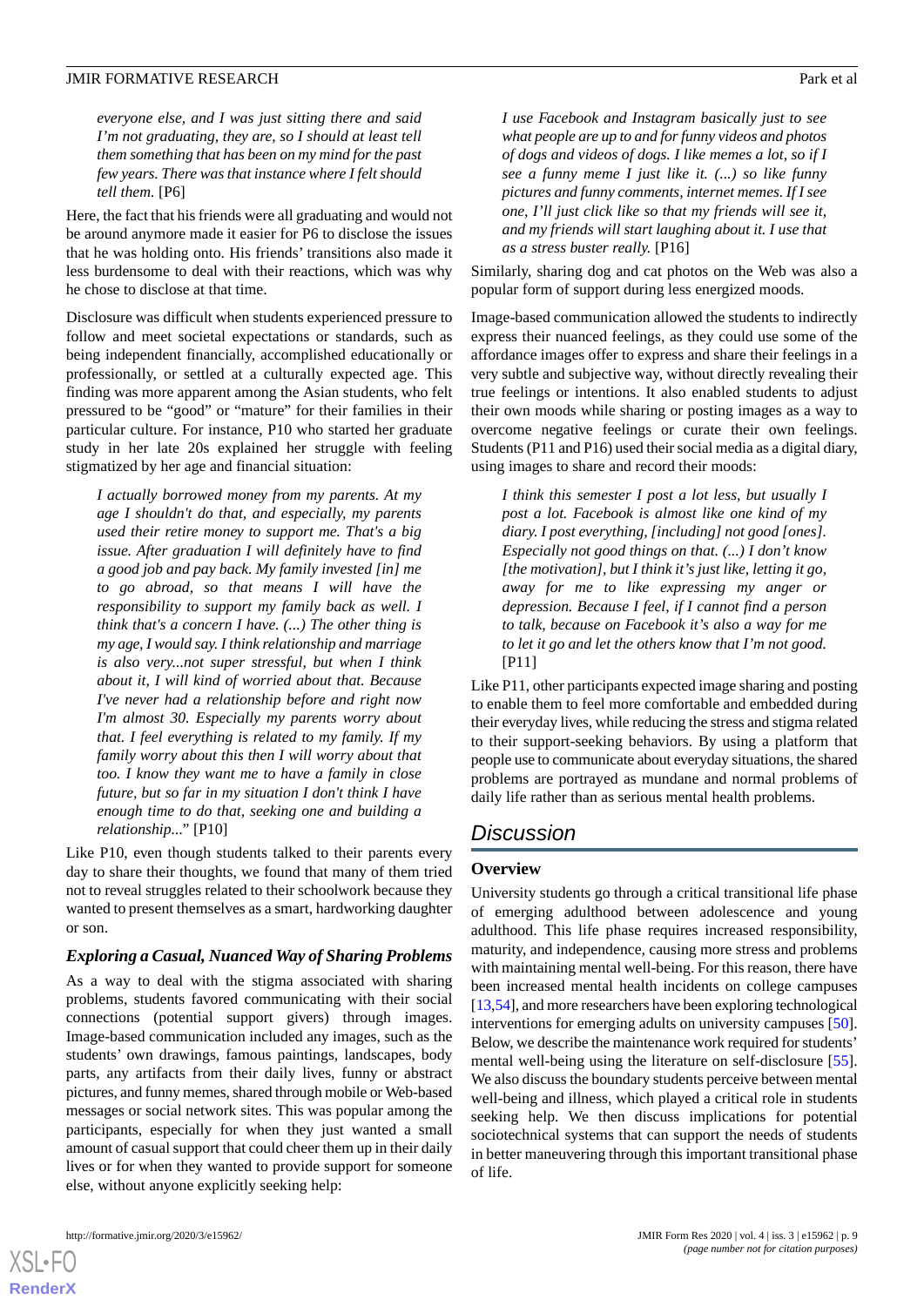> *everyone else, and I was just sitting there and said I'm not graduating, they are, so I should at least tell them something that has been on my mind for the past few years. There was that instance where I felt should tell them.* [P6]

Here, the fact that his friends were all graduating and would not be around anymore made it easier for P6 to disclose the issues that he was holding onto. His friends' transitions also made it less burdensome to deal with their reactions, which was why he chose to disclose at that time.

Disclosure was difficult when students experienced pressure to follow and meet societal expectations or standards, such as being independent financially, accomplished educationally or professionally, or settled at a culturally expected age. This finding was more apparent among the Asian students, who felt pressured to be "good" or "mature" for their families in their particular culture. For instance, P10 who started her graduate study in her late 20s explained her struggle with feeling stigmatized by her age and financial situation:

> *I actually borrowed money from my parents. At my age I shouldn't do that, and especially, my parents used their retire money to support me. That's a big issue. After graduation I will definitely have to find a good job and pay back. My family invested [in] me to go abroad, so that means I will have the responsibility to support my family back as well. I think that's a concern I have. (...) The other thing is my age, I would say. I think relationship and marriage is also very...not super stressful, but when I think about it, I will kind of worried about that. Because I've never had a relationship before and right now I'm almost 30. Especially my parents worry about that. I feel everything is related to my family. If my family worry about this then I will worry about that too. I know they want me to have a family in close future, but so far in my situation I don't think I have enough time to do that, seeking one and building a relationship...*" [P10]

Like P10, even though students talked to their parents every day to share their thoughts, we found that many of them tried not to reveal struggles related to their schoolwork because they wanted to present themselves as a smart, hardworking daughter or son.

### *Exploring a Casual, Nuanced Way of Sharing Problems*

As a way to deal with the stigma associated with sharing problems, students favored communicating with their social connections (potential support givers) through images. Image-based communication included any images, such as the students' own drawings, famous paintings, landscapes, body parts, any artifacts from their daily lives, funny or abstract pictures, and funny memes, shared through mobile or Web-based messages or social network sites. This was popular among the participants, especially for when they just wanted a small amount of casual support that could cheer them up in their daily lives or for when they wanted to provide support for someone else, without anyone explicitly seeking help:

> *I use Facebook and Instagram basically just to see what people are up to and for funny videos and photos of dogs and videos of dogs. I like memes a lot, so if I see a funny meme I just like it. (...) so like funny pictures and funny comments, internet memes. If I see one, I'll just click like so that my friends will see it, and my friends will start laughing about it. I use that as a stress buster really.* [P16]

Similarly, sharing dog and cat photos on the Web was also a popular form of support during less energized moods.

Image-based communication allowed the students to indirectly express their nuanced feelings, as they could use some of the affordance images offer to express and share their feelings in a very subtle and subjective way, without directly revealing their true feelings or intentions. It also enabled students to adjust their own moods while sharing or posting images as a way to overcome negative feelings or curate their own feelings. Students (P11 and P16) used their social media as a digital diary, using images to share and record their moods:

> *I think this semester I post a lot less, but usually I post a lot. Facebook is almost like one kind of my diary. I post everything, [including] not good [ones]. Especially not good things on that. (...) I don't know [the motivation], but I think it's just like, letting it go, away for me to like expressing my anger or depression. Because I feel, if I cannot find a person to talk, because on Facebook it's also a way for me to let it go and let the others know that I'm not good.* [P11]

Like P11, other participants expected image sharing and posting to enable them to feel more comfortable and embedded during their everyday lives, while reducing the stress and stigma related to their support-seeking behaviors. By using a platform that people use to communicate about everyday situations, the shared problems are portrayed as mundane and normal problems of daily life rather than as serious mental health problems.

## Discussion

### Overview

University students go through a critical transitional life phase of emerging adulthood between adolescence and young adulthood. This life phase requires increased responsibility, maturity, and independence, causing more stress and problems with maintaining mental well-being. For this reason, there have been increased mental health incidents on college campuses [13,54], and more researchers have been exploring technological interventions for emerging adults on university campuses [50]. Below, we describe the maintenance work required for students' mental well-being using the literature on self-disclosure [55]. We also discuss the boundary students perceive between mental well-being and illness, which played a critical role in students seeking help. We then discuss implications for potential sociotechnical systems that can support the needs of students in better maneuvering through this important transitional phase of life.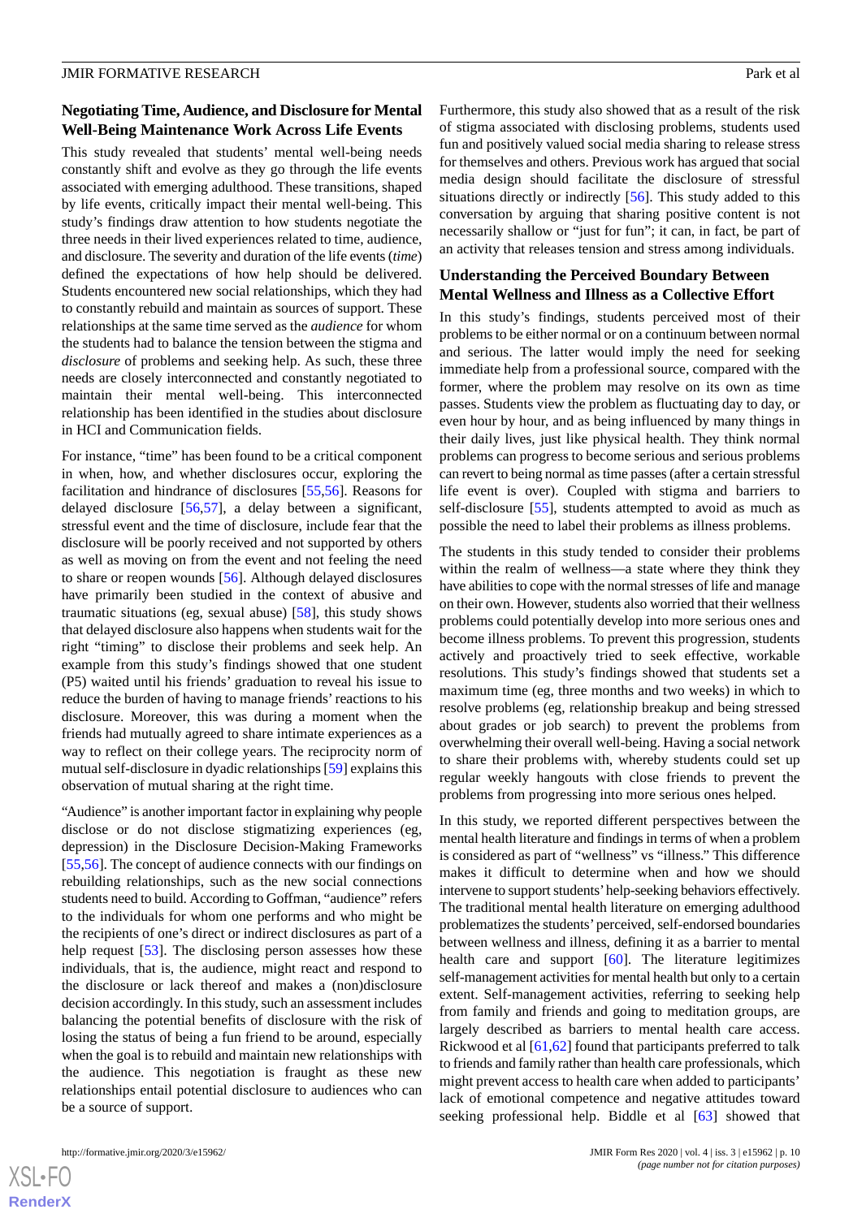### Negotiating Time, Audience, and Disclosure for Mental Well-Being Maintenance Work Across Life Events

This study revealed that students' mental well-being needs constantly shift and evolve as they go through the life events associated with emerging adulthood. These transitions, shaped by life events, critically impact their mental well-being. This study's findings draw attention to how students negotiate the three needs in their lived experiences related to time, audience, and disclosure. The severity and duration of the life events (*time*) defined the expectations of how help should be delivered. Students encountered new social relationships, which they had to constantly rebuild and maintain as sources of support. These relationships at the same time served as the *audience* for whom the students had to balance the tension between the stigma and *disclosure* of problems and seeking help. As such, these three needs are closely interconnected and constantly negotiated to maintain their mental well-being. This interconnected relationship has been identified in the studies about disclosure in HCI and Communication fields.

For instance, "time" has been found to be a critical component in when, how, and whether disclosures occur, exploring the facilitation and hindrance of disclosures [55,56]. Reasons for delayed disclosure [56,57], a delay between a significant, stressful event and the time of disclosure, include fear that the disclosure will be poorly received and not supported by others as well as moving on from the event and not feeling the need to share or reopen wounds [56]. Although delayed disclosures have primarily been studied in the context of abusive and traumatic situations (eg, sexual abuse) [58], this study shows that delayed disclosure also happens when students wait for the right "timing" to disclose their problems and seek help. An example from this study's findings showed that one student (P5) waited until his friends' graduation to reveal his issue to reduce the burden of having to manage friends' reactions to his disclosure. Moreover, this was during a moment when the friends had mutually agreed to share intimate experiences as a way to reflect on their college years. The reciprocity norm of mutual self-disclosure in dyadic relationships [59] explains this observation of mutual sharing at the right time.

"Audience" is another important factor in explaining why people disclose or do not disclose stigmatizing experiences (eg, depression) in the Disclosure Decision-Making Frameworks [55,56]. The concept of audience connects with our findings on rebuilding relationships, such as the new social connections students need to build. According to Goffman, "audience" refers to the individuals for whom one performs and who might be the recipients of one's direct or indirect disclosures as part of a help request [53]. The disclosing person assesses how these individuals, that is, the audience, might react and respond to the disclosure or lack thereof and makes a (non)disclosure decision accordingly. In this study, such an assessment includes balancing the potential benefits of disclosure with the risk of losing the status of being a fun friend to be around, especially when the goal is to rebuild and maintain new relationships with the audience. This negotiation is fraught as these new relationships entail potential disclosure to audiences who can be a source of support.

Furthermore, this study also showed that as a result of the risk of stigma associated with disclosing problems, students used fun and positively valued social media sharing to release stress for themselves and others. Previous work has argued that social media design should facilitate the disclosure of stressful situations directly or indirectly [56]. This study added to this conversation by arguing that sharing positive content is not necessarily shallow or "just for fun"; it can, in fact, be part of an activity that releases tension and stress among individuals.

### Understanding the Perceived Boundary Between Mental Wellness and Illness as a Collective Effort

In this study's findings, students perceived most of their problems to be either normal or on a continuum between normal and serious. The latter would imply the need for seeking immediate help from a professional source, compared with the former, where the problem may resolve on its own as time passes. Students view the problem as fluctuating day to day, or even hour by hour, and as being influenced by many things in their daily lives, just like physical health. They think normal problems can progress to become serious and serious problems can revert to being normal as time passes (after a certain stressful life event is over). Coupled with stigma and barriers to self-disclosure [55], students attempted to avoid as much as possible the need to label their problems as illness problems.

The students in this study tended to consider their problems within the realm of wellness—a state where they think they have abilities to cope with the normal stresses of life and manage on their own. However, students also worried that their wellness problems could potentially develop into more serious ones and become illness problems. To prevent this progression, students actively and proactively tried to seek effective, workable resolutions. This study's findings showed that students set a maximum time (eg, three months and two weeks) in which to resolve problems (eg, relationship breakup and being stressed about grades or job search) to prevent the problems from overwhelming their overall well-being. Having a social network to share their problems with, whereby students could set up regular weekly hangouts with close friends to prevent the problems from progressing into more serious ones helped.

In this study, we reported different perspectives between the mental health literature and findings in terms of when a problem is considered as part of "wellness" vs "illness." This difference makes it difficult to determine when and how we should intervene to support students' help-seeking behaviors effectively. The traditional mental health literature on emerging adulthood problematizes the students' perceived, self-endorsed boundaries between wellness and illness, defining it as a barrier to mental health care and support [60]. The literature legitimizes self-management activities for mental health but only to a certain extent. Self-management activities, referring to seeking help from family and friends and going to meditation groups, are largely described as barriers to mental health care access. Rickwood et al [61,62] found that participants preferred to talk to friends and family rather than health care professionals, which might prevent access to health care when added to participants' lack of emotional competence and negative attitudes toward seeking professional help. Biddle et al [63] showed that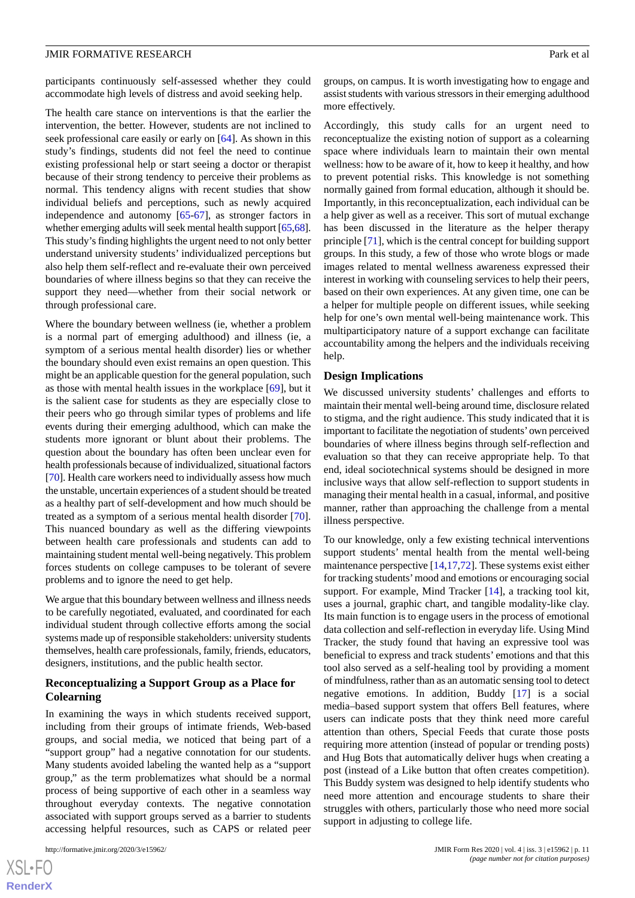participants continuously self-assessed whether they could accommodate high levels of distress and avoid seeking help.

The health care stance on interventions is that the earlier the intervention, the better. However, students are not inclined to seek professional care easily or early on [64]. As shown in this study's findings, students did not feel the need to continue existing professional help or start seeing a doctor or therapist because of their strong tendency to perceive their problems as normal. This tendency aligns with recent studies that show individual beliefs and perceptions, such as newly acquired independence and autonomy [65-67], as stronger factors in whether emerging adults will seek mental health support [65,68]. This study's finding highlights the urgent need to not only better understand university students' individualized perceptions but also help them self-reflect and re-evaluate their own perceived boundaries of where illness begins so that they can receive the support they need—whether from their social network or through professional care.

Where the boundary between wellness (ie, whether a problem is a normal part of emerging adulthood) and illness (ie, a symptom of a serious mental health disorder) lies or whether the boundary should even exist remains an open question. This might be an applicable question for the general population, such as those with mental health issues in the workplace [69], but it is the salient case for students as they are especially close to their peers who go through similar types of problems and life events during their emerging adulthood, which can make the students more ignorant or blunt about their problems. The question about the boundary has often been unclear even for health professionals because of individualized, situational factors [70]. Health care workers need to individually assess how much the unstable, uncertain experiences of a student should be treated as a healthy part of self-development and how much should be treated as a symptom of a serious mental health disorder [70]. This nuanced boundary as well as the differing viewpoints between health care professionals and students can add to maintaining student mental well-being negatively. This problem forces students on college campuses to be tolerant of severe problems and to ignore the need to get help.

We argue that this boundary between wellness and illness needs to be carefully negotiated, evaluated, and coordinated for each individual student through collective efforts among the social systems made up of responsible stakeholders: university students themselves, health care professionals, family, friends, educators, designers, institutions, and the public health sector.

### Reconceptualizing a Support Group as a Place for Colearning

In examining the ways in which students received support, including from their groups of intimate friends, Web-based groups, and social media, we noticed that being part of a "support group" had a negative connotation for our students. Many students avoided labeling the wanted help as a "support group," as the term problematizes what should be a normal process of being supportive of each other in a seamless way throughout everyday contexts. The negative connotation associated with support groups served as a barrier to students accessing helpful resources, such as CAPS or related peer groups, on campus. It is worth investigating how to engage and assist students with various stressors in their emerging adulthood more effectively.

Accordingly, this study calls for an urgent need to reconceptualize the existing notion of support as a colearning space where individuals learn to maintain their own mental wellness: how to be aware of it, how to keep it healthy, and how to prevent potential risks. This knowledge is not something normally gained from formal education, although it should be. Importantly, in this reconceptualization, each individual can be a help giver as well as a receiver. This sort of mutual exchange has been discussed in the literature as the helper therapy principle [71], which is the central concept for building support groups. In this study, a few of those who wrote blogs or made images related to mental wellness awareness expressed their interest in working with counseling services to help their peers, based on their own experiences. At any given time, one can be a helper for multiple people on different issues, while seeking help for one's own mental well-being maintenance work. This multiparticipatory nature of a support exchange can facilitate accountability among the helpers and the individuals receiving help.

### Design Implications

We discussed university students' challenges and efforts to maintain their mental well-being around time, disclosure related to stigma, and the right audience. This study indicated that it is important to facilitate the negotiation of students' own perceived boundaries of where illness begins through self-reflection and evaluation so that they can receive appropriate help. To that end, ideal sociotechnical systems should be designed in more inclusive ways that allow self-reflection to support students in managing their mental health in a casual, informal, and positive manner, rather than approaching the challenge from a mental illness perspective.

To our knowledge, only a few existing technical interventions support students' mental health from the mental well-being maintenance perspective [14,17,72]. These systems exist either for tracking students' mood and emotions or encouraging social support. For example, Mind Tracker [14], a tracking tool kit, uses a journal, graphic chart, and tangible modality-like clay. Its main function is to engage users in the process of emotional data collection and self-reflection in everyday life. Using Mind Tracker, the study found that having an expressive tool was beneficial to express and track students' emotions and that this tool also served as a self-healing tool by providing a moment of mindfulness, rather than as an automatic sensing tool to detect negative emotions. In addition, Buddy [17] is a social media–based support system that offers Bell features, where users can indicate posts that they think need more careful attention than others, Special Feeds that curate those posts requiring more attention (instead of popular or trending posts) and Hug Bots that automatically deliver hugs when creating a post (instead of a Like button that often creates competition). This Buddy system was designed to help identify students who need more attention and encourage students to share their struggles with others, particularly those who need more social support in adjusting to college life.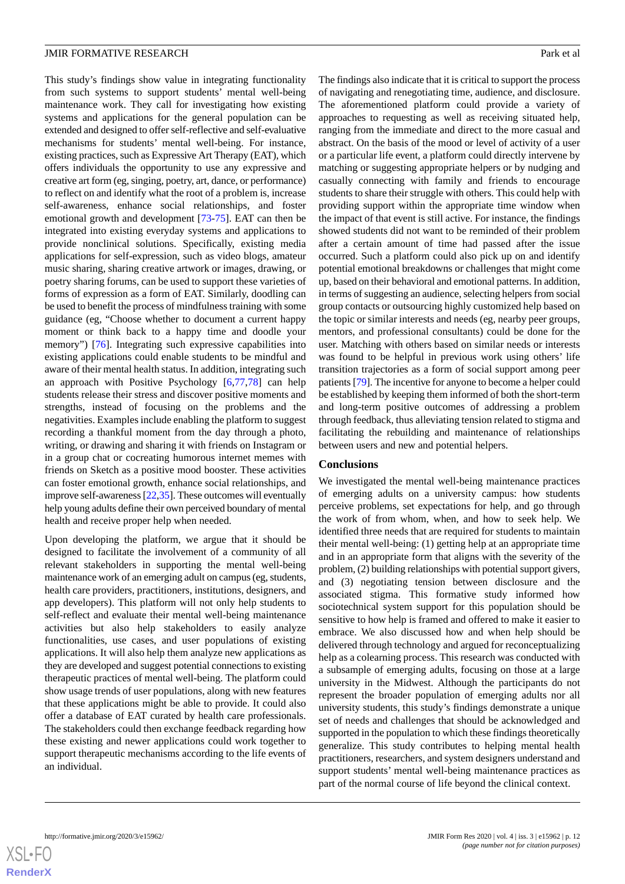This study's findings show value in integrating functionality from such systems to support students' mental well-being maintenance work. They call for investigating how existing systems and applications for the general population can be extended and designed to offer self-reflective and self-evaluative mechanisms for students' mental well-being. For instance, existing practices, such as Expressive Art Therapy (EAT), which offers individuals the opportunity to use any expressive and creative art form (eg, singing, poetry, art, dance, or performance) to reflect on and identify what the root of a problem is, increase self-awareness, enhance social relationships, and foster emotional growth and development [73-75]. EAT can then be integrated into existing everyday systems and applications to provide nonclinical solutions. Specifically, existing media applications for self-expression, such as video blogs, amateur music sharing, sharing creative artwork or images, drawing, or poetry sharing forums, can be used to support these varieties of forms of expression as a form of EAT. Similarly, doodling can be used to benefit the process of mindfulness training with some guidance (eg, "Choose whether to document a current happy moment or think back to a happy time and doodle your memory") [76]. Integrating such expressive capabilities into existing applications could enable students to be mindful and aware of their mental health status. In addition, integrating such an approach with Positive Psychology [6,77,78] can help students release their stress and discover positive moments and strengths, instead of focusing on the problems and the negativities. Examples include enabling the platform to suggest recording a thankful moment from the day through a photo, writing, or drawing and sharing it with friends on Instagram or in a group chat or cocreating humorous internet memes with friends on Sketch as a positive mood booster. These activities can foster emotional growth, enhance social relationships, and improve self-awareness [22,35]. These outcomes will eventually help young adults define their own perceived boundary of mental health and receive proper help when needed.

Upon developing the platform, we argue that it should be designed to facilitate the involvement of a community of all relevant stakeholders in supporting the mental well-being maintenance work of an emerging adult on campus (eg, students, health care providers, practitioners, institutions, designers, and app developers). This platform will not only help students to self-reflect and evaluate their mental well-being maintenance activities but also help stakeholders to easily analyze functionalities, use cases, and user populations of existing applications. It will also help them analyze new applications as they are developed and suggest potential connections to existing therapeutic practices of mental well-being. The platform could show usage trends of user populations, along with new features that these applications might be able to provide. It could also offer a database of EAT curated by health care professionals. The stakeholders could then exchange feedback regarding how these existing and newer applications could work together to support therapeutic mechanisms according to the life events of an individual.

The findings also indicate that it is critical to support the process of navigating and renegotiating time, audience, and disclosure. The aforementioned platform could provide a variety of approaches to requesting as well as receiving situated help, ranging from the immediate and direct to the more casual and abstract. On the basis of the mood or level of activity of a user or a particular life event, a platform could directly intervene by matching or suggesting appropriate helpers or by nudging and casually connecting with family and friends to encourage students to share their struggle with others. This could help with providing support within the appropriate time window when the impact of that event is still active. For instance, the findings showed students did not want to be reminded of their problem after a certain amount of time had passed after the issue occurred. Such a platform could also pick up on and identify potential emotional breakdowns or challenges that might come up, based on their behavioral and emotional patterns. In addition, in terms of suggesting an audience, selecting helpers from social group contacts or outsourcing highly customized help based on the topic or similar interests and needs (eg, nearby peer groups, mentors, and professional consultants) could be done for the user. Matching with others based on similar needs or interests was found to be helpful in previous work using others' life transition trajectories as a form of social support among peer patients [79]. The incentive for anyone to become a helper could be established by keeping them informed of both the short-term and long-term positive outcomes of addressing a problem through feedback, thus alleviating tension related to stigma and facilitating the rebuilding and maintenance of relationships between users and new and potential helpers.

## Conclusions

We investigated the mental well-being maintenance practices of emerging adults on a university campus: how students perceive problems, set expectations for help, and go through the work of from whom, when, and how to seek help. We identified three needs that are required for students to maintain their mental well-being: (1) getting help at an appropriate time and in an appropriate form that aligns with the severity of the problem, (2) building relationships with potential support givers, and (3) negotiating tension between disclosure and the associated stigma. This formative study informed how sociotechnical system support for this population should be sensitive to how help is framed and offered to make it easier to embrace. We also discussed how and when help should be delivered through technology and argued for reconceptualizing help as a colearning process. This research was conducted with a subsample of emerging adults, focusing on those at a large university in the Midwest. Although the participants do not represent the broader population of emerging adults nor all university students, this study's findings demonstrate a unique set of needs and challenges that should be acknowledged and supported in the population to which these findings theoretically generalize. This study contributes to helping mental health practitioners, researchers, and system designers understand and support students' mental well-being maintenance practices as part of the normal course of life beyond the clinical context.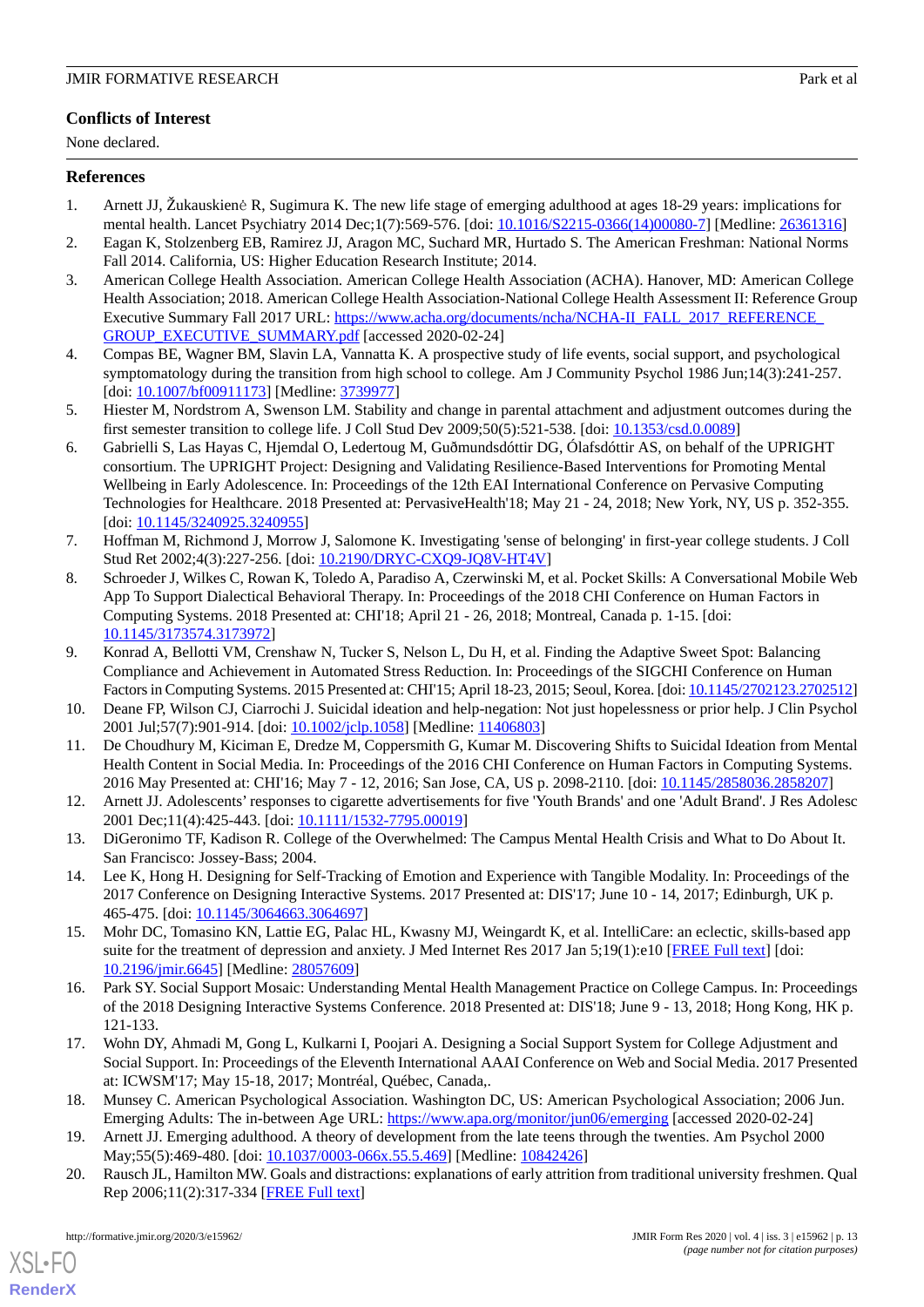## Conflicts of Interest

None declared.

## References

1. Arnett JJ, Žukauskienė R, Sugimura K. The new life stage of emerging adulthood at ages 18-29 years: implications for mental health. Lancet Psychiatry 2014 Dec;1(7):569-576. [doi: 10.1016/S2215-0366(14)00080-7] [Medline: 26361316]
2. Eagan K, Stolzenberg EB, Ramirez JJ, Aragon MC, Suchard MR, Hurtado S. The American Freshman: National Norms Fall 2014. California, US: Higher Education Research Institute; 2014.
3. American College Health Association. American College Health Association (ACHA). Hanover, MD: American College Health Association; 2018. American College Health Association-National College Health Assessment II: Reference Group Executive Summary Fall 2017 URL: https://www.acha.org/documents/ncha/NCHA-II_FALL_2017_REFERENCE_GROUP_EXECUTIVE_SUMMARY.pdf [accessed 2020-02-24]
4. Compas BE, Wagner BM, Slavin LA, Vannatta K. A prospective study of life events, social support, and psychological symptomatology during the transition from high school to college. Am J Community Psychol 1986 Jun;14(3):241-257. [doi: 10.1007/bf00911173] [Medline: 3739977]
5. Hiester M, Nordstrom A, Swenson LM. Stability and change in parental attachment and adjustment outcomes during the first semester transition to college life. J Coll Stud Dev 2009;50(5):521-538. [doi: 10.1353/csd.0.0089]
6. Gabrielli S, Las Hayas C, Hjemdal O, Ledertoug M, Guðmundsdóttir DG, Ólafsdóttir AS, on behalf of the UPRIGHT consortium. The UPRIGHT Project: Designing and Validating Resilience-Based Interventions for Promoting Mental Wellbeing in Early Adolescence. In: Proceedings of the 12th EAI International Conference on Pervasive Computing Technologies for Healthcare. 2018 Presented at: PervasiveHealth'18; May 21 - 24, 2018; New York, NY, US p. 352-355. [doi: 10.1145/3240925.3240955]
7. Hoffman M, Richmond J, Morrow J, Salomone K. Investigating 'sense of belonging' in first-year college students. J Coll Stud Ret 2002;4(3):227-256. [doi: 10.2190/DRYC-CXQ9-JQ8V-HT4V]
8. Schroeder J, Wilkes C, Rowan K, Toledo A, Paradiso A, Czerwinski M, et al. Pocket Skills: A Conversational Mobile Web App To Support Dialectical Behavioral Therapy. In: Proceedings of the 2018 CHI Conference on Human Factors in Computing Systems. 2018 Presented at: CHI'18; April 21 - 26, 2018; Montreal, Canada p. 1-15. [doi: 10.1145/3173574.3173972]
9. Konrad A, Bellotti VM, Crenshaw N, Tucker S, Nelson L, Du H, et al. Finding the Adaptive Sweet Spot: Balancing Compliance and Achievement in Automated Stress Reduction. In: Proceedings of the SIGCHI Conference on Human Factors in Computing Systems. 2015 Presented at: CHI'15; April 18-23, 2015; Seoul, Korea. [doi: 10.1145/2702123.2702512]
10. Deane FP, Wilson CJ, Ciarrochi J. Suicidal ideation and help-negation: Not just hopelessness or prior help. J Clin Psychol 2001 Jul;57(7):901-914. [doi: 10.1002/jclp.1058] [Medline: 11406803]
11. De Choudhury M, Kiciman E, Dredze M, Coppersmith G, Kumar M. Discovering Shifts to Suicidal Ideation from Mental Health Content in Social Media. In: Proceedings of the 2016 CHI Conference on Human Factors in Computing Systems. 2016 May Presented at: CHI'16; May 7 - 12, 2016; San Jose, CA, US p. 2098-2110. [doi: 10.1145/2858036.2858207]
12. Arnett JJ. Adolescents' responses to cigarette advertisements for five 'Youth Brands' and one 'Adult Brand'. J Res Adolesc 2001 Dec;11(4):425-443. [doi: 10.1111/1532-7795.00019]
13. DiGeronimo TF, Kadison R. College of the Overwhelmed: The Campus Mental Health Crisis and What to Do About It. San Francisco: Jossey-Bass; 2004.
14. Lee K, Hong H. Designing for Self-Tracking of Emotion and Experience with Tangible Modality. In: Proceedings of the 2017 Conference on Designing Interactive Systems. 2017 Presented at: DIS'17; June 10 - 14, 2017; Edinburgh, UK p. 465-475. [doi: 10.1145/3064663.3064697]
15. Mohr DC, Tomasino KN, Lattie EG, Palac HL, Kwasny MJ, Weingardt K, et al. IntelliCare: an eclectic, skills-based app suite for the treatment of depression and anxiety. J Med Internet Res 2017 Jan 5;19(1):e10 [FREE Full text] [doi: 10.2196/jmir.6645] [Medline: 28057609]
16. Park SY. Social Support Mosaic: Understanding Mental Health Management Practice on College Campus. In: Proceedings of the 2018 Designing Interactive Systems Conference. 2018 Presented at: DIS'18; June 9 - 13, 2018; Hong Kong, HK p. 121-133.
17. Wohn DY, Ahmadi M, Gong L, Kulkarni I, Poojari A. Designing a Social Support System for College Adjustment and Social Support. In: Proceedings of the Eleventh International AAAI Conference on Web and Social Media. 2017 Presented at: ICWSM'17; May 15-18, 2017; Montréal, Québec, Canada,.
18. Munsey C. American Psychological Association. Washington DC, US: American Psychological Association; 2006 Jun. Emerging Adults: The in-between Age URL: https://www.apa.org/monitor/jun06/emerging [accessed 2020-02-24]
19. Arnett JJ. Emerging adulthood. A theory of development from the late teens through the twenties. Am Psychol 2000 May;55(5):469-480. [doi: 10.1037/0003-066x.55.5.469] [Medline: 10842426]
20. Rausch JL, Hamilton MW. Goals and distractions: explanations of early attrition from traditional university freshmen. Qual Rep 2006;11(2):317-334 [FREE Full text]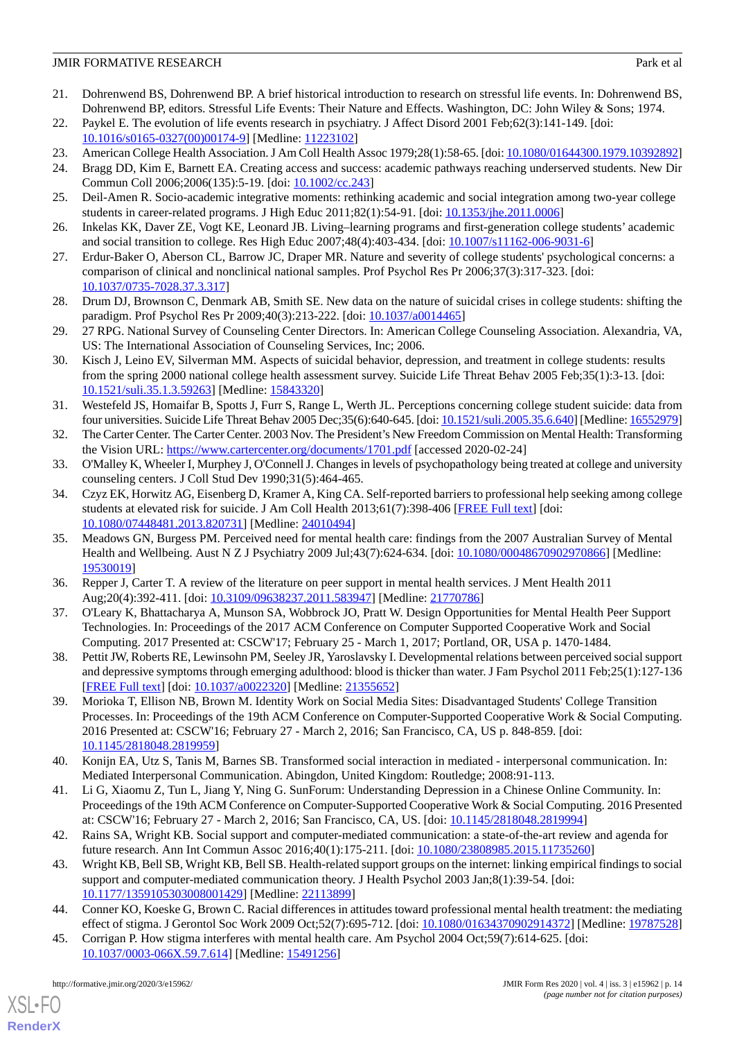21. Dohrenwend BS, Dohrenwend BP. A brief historical introduction to research on stressful life events. In: Dohrenwend BS, Dohrenwend BP, editors. Stressful Life Events: Their Nature and Effects. Washington, DC: John Wiley & Sons; 1974.
22. Paykel E. The evolution of life events research in psychiatry. J Affect Disord 2001 Feb;62(3):141-149. [doi: 10.1016/s0165-0327(00)00174-9] [Medline: 11223102]
23. American College Health Association. J Am Coll Health Assoc 1979;28(1):58-65. [doi: 10.1080/01644300.1979.10392892]
24. Bragg DD, Kim E, Barnett EA. Creating access and success: academic pathways reaching underserved students. New Dir Commun Coll 2006;2006(135):5-19. [doi: 10.1002/cc.243]
25. Deil-Amen R. Socio-academic integrative moments: rethinking academic and social integration among two-year college students in career-related programs. J High Educ 2011;82(1):54-91. [doi: 10.1353/jhe.2011.0006]
26. Inkelas KK, Daver ZE, Vogt KE, Leonard JB. Living–learning programs and first-generation college students' academic and social transition to college. Res High Educ 2007;48(4):403-434. [doi: 10.1007/s11162-006-9031-6]
27. Erdur-Baker O, Aberson CL, Barrow JC, Draper MR. Nature and severity of college students' psychological concerns: a comparison of clinical and nonclinical national samples. Prof Psychol Res Pr 2006;37(3):317-323. [doi: 10.1037/0735-7028.37.3.317]
28. Drum DJ, Brownson C, Denmark AB, Smith SE. New data on the nature of suicidal crises in college students: shifting the paradigm. Prof Psychol Res Pr 2009;40(3):213-222. [doi: 10.1037/a0014465]
29. 27 RPG. National Survey of Counseling Center Directors. In: American College Counseling Association. Alexandria, VA, US: The International Association of Counseling Services, Inc; 2006.
30. Kisch J, Leino EV, Silverman MM. Aspects of suicidal behavior, depression, and treatment in college students: results from the spring 2000 national college health assessment survey. Suicide Life Threat Behav 2005 Feb;35(1):3-13. [doi: 10.1521/suli.35.1.3.59263] [Medline: 15843320]
31. Westefeld JS, Homaifar B, Spotts J, Furr S, Range L, Werth JL. Perceptions concerning college student suicide: data from four universities. Suicide Life Threat Behav 2005 Dec;35(6):640-645. [doi: 10.1521/suli.2005.35.6.640] [Medline: 16552979]
32. The Carter Center. The Carter Center. 2003 Nov. The President's New Freedom Commission on Mental Health: Transforming the Vision URL: https://www.cartercenter.org/documents/1701.pdf [accessed 2020-02-24]
33. O'Malley K, Wheeler I, Murphey J, O'Connell J. Changes in levels of psychopathology being treated at college and university counseling centers. J Coll Stud Dev 1990;31(5):464-465.
34. Czyz EK, Horwitz AG, Eisenberg D, Kramer A, King CA. Self-reported barriers to professional help seeking among college students at elevated risk for suicide. J Am Coll Health 2013;61(7):398-406 [FREE Full text] [doi: 10.1080/07448481.2013.820731] [Medline: 24010494]
35. Meadows GN, Burgess PM. Perceived need for mental health care: findings from the 2007 Australian Survey of Mental Health and Wellbeing. Aust N Z J Psychiatry 2009 Jul;43(7):624-634. [doi: 10.1080/00048670902970866] [Medline: 19530019]
36. Repper J, Carter T. A review of the literature on peer support in mental health services. J Ment Health 2011 Aug;20(4):392-411. [doi: 10.3109/09638237.2011.583947] [Medline: 21770786]
37. O'Leary K, Bhattacharya A, Munson SA, Wobbrock JO, Pratt W. Design Opportunities for Mental Health Peer Support Technologies. In: Proceedings of the 2017 ACM Conference on Computer Supported Cooperative Work and Social Computing. 2017 Presented at: CSCW'17; February 25 - March 1, 2017; Portland, OR, USA p. 1470-1484.
38. Pettit JW, Roberts RE, Lewinsohn PM, Seeley JR, Yaroslavsky I. Developmental relations between perceived social support and depressive symptoms through emerging adulthood: blood is thicker than water. J Fam Psychol 2011 Feb;25(1):127-136 [FREE Full text] [doi: 10.1037/a0022320] [Medline: 21355652]
39. Morioka T, Ellison NB, Brown M. Identity Work on Social Media Sites: Disadvantaged Students' College Transition Processes. In: Proceedings of the 19th ACM Conference on Computer-Supported Cooperative Work & Social Computing. 2016 Presented at: CSCW'16; February 27 - March 2, 2016; San Francisco, CA, US p. 848-859. [doi: 10.1145/2818048.2819959]
40. Konijn EA, Utz S, Tanis M, Barnes SB. Transformed social interaction in mediated - interpersonal communication. In: Mediated Interpersonal Communication. Abingdon, United Kingdom: Routledge; 2008:91-113.
41. Li G, Xiaomu Z, Tun L, Jiang Y, Ning G. SunForum: Understanding Depression in a Chinese Online Community. In: Proceedings of the 19th ACM Conference on Computer-Supported Cooperative Work & Social Computing. 2016 Presented at: CSCW'16; February 27 - March 2, 2016; San Francisco, CA, US. [doi: 10.1145/2818048.2819994]
42. Rains SA, Wright KB. Social support and computer-mediated communication: a state-of-the-art review and agenda for future research. Ann Int Commun Assoc 2016;40(1):175-211. [doi: 10.1080/23808985.2015.11735260]
43. Wright KB, Bell SB, Wright KB, Bell SB. Health-related support groups on the internet: linking empirical findings to social support and computer-mediated communication theory. J Health Psychol 2003 Jan;8(1):39-54. [doi: 10.1177/1359105303008001429] [Medline: 22113899]
44. Conner KO, Koeske G, Brown C. Racial differences in attitudes toward professional mental health treatment: the mediating effect of stigma. J Gerontol Soc Work 2009 Oct;52(7):695-712. [doi: 10.1080/01634370902914372] [Medline: 19787528]
45. Corrigan P. How stigma interferes with mental health care. Am Psychol 2004 Oct;59(7):614-625. [doi: 10.1037/0003-066X.59.7.614] [Medline: 15491256]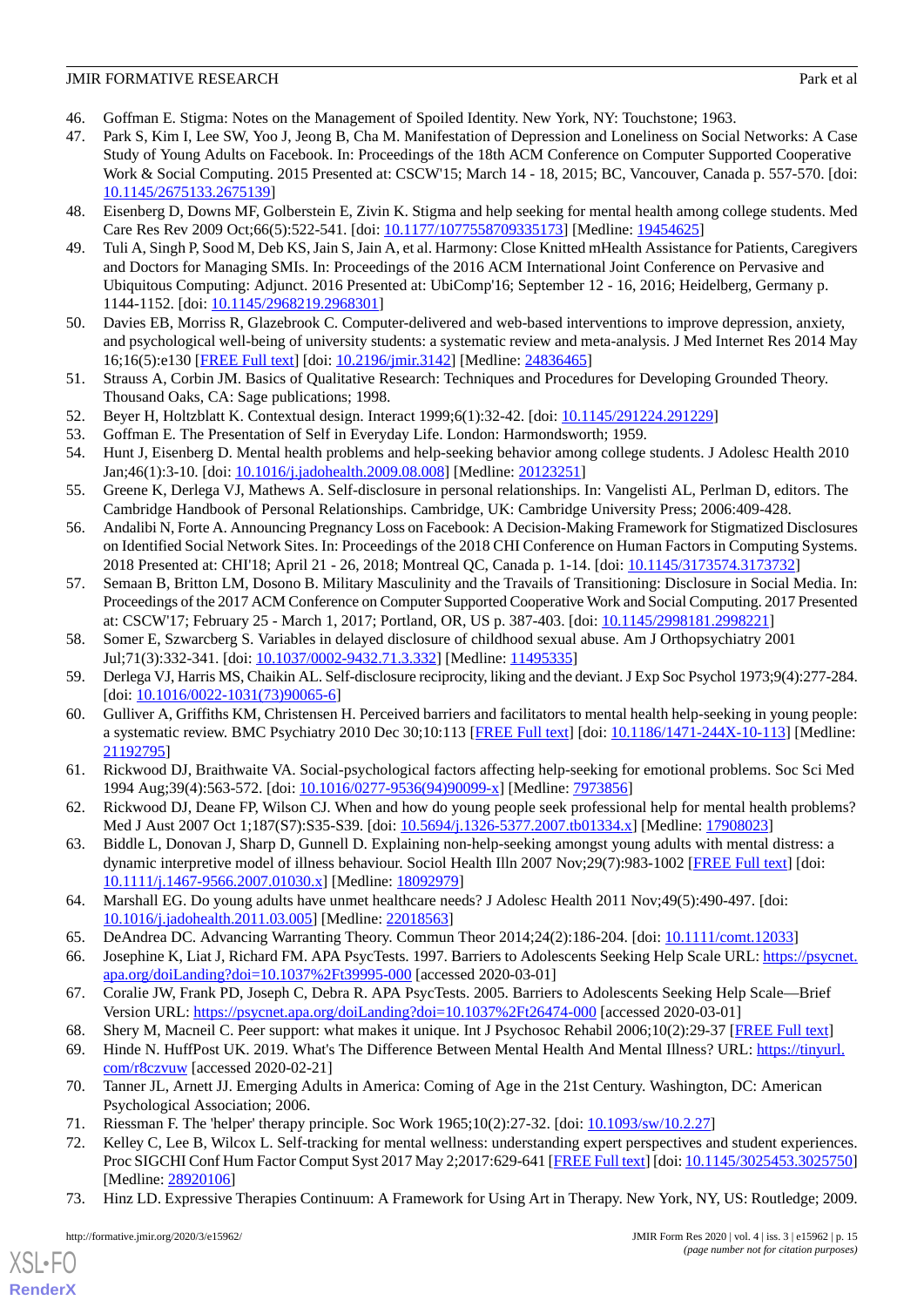46. Goffman E. Stigma: Notes on the Management of Spoiled Identity. New York, NY: Touchstone; 1963.
47. Park S, Kim I, Lee SW, Yoo J, Jeong B, Cha M. Manifestation of Depression and Loneliness on Social Networks: A Case Study of Young Adults on Facebook. In: Proceedings of the 18th ACM Conference on Computer Supported Cooperative Work & Social Computing. 2015 Presented at: CSCW'15; March 14 - 18, 2015; BC, Vancouver, Canada p. 557-570. [doi: 10.1145/2675133.2675139]
48. Eisenberg D, Downs MF, Golberstein E, Zivin K. Stigma and help seeking for mental health among college students. Med Care Res Rev 2009 Oct;66(5):522-541. [doi: 10.1177/1077558709335173] [Medline: 19454625]
49. Tuli A, Singh P, Sood M, Deb KS, Jain S, Jain A, et al. Harmony: Close Knitted mHealth Assistance for Patients, Caregivers and Doctors for Managing SMIs. In: Proceedings of the 2016 ACM International Joint Conference on Pervasive and Ubiquitous Computing: Adjunct. 2016 Presented at: UbiComp'16; September 12 - 16, 2016; Heidelberg, Germany p. 1144-1152. [doi: 10.1145/2968219.2968301]
50. Davies EB, Morriss R, Glazebrook C. Computer-delivered and web-based interventions to improve depression, anxiety, and psychological well-being of university students: a systematic review and meta-analysis. J Med Internet Res 2014 May 16;16(5):e130 [FREE Full text] [doi: 10.2196/jmir.3142] [Medline: 24836465]
51. Strauss A, Corbin JM. Basics of Qualitative Research: Techniques and Procedures for Developing Grounded Theory. Thousand Oaks, CA: Sage publications; 1998.
52. Beyer H, Holtzblatt K. Contextual design. Interact 1999;6(1):32-42. [doi: 10.1145/291224.291229]
53. Goffman E. The Presentation of Self in Everyday Life. London: Harmondsworth; 1959.
54. Hunt J, Eisenberg D. Mental health problems and help-seeking behavior among college students. J Adolesc Health 2010 Jan;46(1):3-10. [doi: 10.1016/j.jadohealth.2009.08.008] [Medline: 20123251]
55. Greene K, Derlega VJ, Mathews A. Self-disclosure in personal relationships. In: Vangelisti AL, Perlman D, editors. The Cambridge Handbook of Personal Relationships. Cambridge, UK: Cambridge University Press; 2006:409-428.
56. Andalibi N, Forte A. Announcing Pregnancy Loss on Facebook: A Decision-Making Framework for Stigmatized Disclosures on Identified Social Network Sites. In: Proceedings of the 2018 CHI Conference on Human Factors in Computing Systems. 2018 Presented at: CHI'18; April 21 - 26, 2018; Montreal QC, Canada p. 1-14. [doi: 10.1145/3173574.3173732]
57. Semaan B, Britton LM, Dosono B. Military Masculinity and the Travails of Transitioning: Disclosure in Social Media. In: Proceedings of the 2017 ACM Conference on Computer Supported Cooperative Work and Social Computing. 2017 Presented at: CSCW'17; February 25 - March 1, 2017; Portland, OR, US p. 387-403. [doi: 10.1145/2998181.2998221]
58. Somer E, Szwarcberg S. Variables in delayed disclosure of childhood sexual abuse. Am J Orthopsychiatry 2001 Jul;71(3):332-341. [doi: 10.1037/0002-9432.71.3.332] [Medline: 11495335]
59. Derlega VJ, Harris MS, Chaikin AL. Self-disclosure reciprocity, liking and the deviant. J Exp Soc Psychol 1973;9(4):277-284. [doi: 10.1016/0022-1031(73)90065-6]
60. Gulliver A, Griffiths KM, Christensen H. Perceived barriers and facilitators to mental health help-seeking in young people: a systematic review. BMC Psychiatry 2010 Dec 30;10:113 [FREE Full text] [doi: 10.1186/1471-244X-10-113] [Medline: 21192795]
61. Rickwood DJ, Braithwaite VA. Social-psychological factors affecting help-seeking for emotional problems. Soc Sci Med 1994 Aug;39(4):563-572. [doi: 10.1016/0277-9536(94)90099-x] [Medline: 7973856]
62. Rickwood DJ, Deane FP, Wilson CJ. When and how do young people seek professional help for mental health problems? Med J Aust 2007 Oct 1;187(S7):S35-S39. [doi: 10.5694/j.1326-5377.2007.tb01334.x] [Medline: 17908023]
63. Biddle L, Donovan J, Sharp D, Gunnell D. Explaining non-help-seeking amongst young adults with mental distress: a dynamic interpretive model of illness behaviour. Sociol Health Illn 2007 Nov;29(7):983-1002 [FREE Full text] [doi: 10.1111/j.1467-9566.2007.01030.x] [Medline: 18092979]
64. Marshall EG. Do young adults have unmet healthcare needs? J Adolesc Health 2011 Nov;49(5):490-497. [doi: 10.1016/j.jadohealth.2011.03.005] [Medline: 22018563]
65. DeAndrea DC. Advancing Warranting Theory. Commun Theor 2014;24(2):186-204. [doi: 10.1111/comt.12033]
66. Josephine K, Liat J, Richard FM. APA PsycTests. 1997. Barriers to Adolescents Seeking Help Scale URL: https://psycnet.apa.org/doiLanding?doi=10.1037%2Ft39995-000 [accessed 2020-03-01]
67. Coralie JW, Frank PD, Joseph C, Debra R. APA PsycTests. 2005. Barriers to Adolescents Seeking Help Scale—Brief Version URL: https://psycnet.apa.org/doiLanding?doi=10.1037%2Ft26474-000 [accessed 2020-03-01]
68. Shery M, Macneil C. Peer support: what makes it unique. Int J Psychosoc Rehabil 2006;10(2):29-37 [FREE Full text]
69. Hinde N. HuffPost UK. 2019. What's The Difference Between Mental Health And Mental Illness? URL: https://tinyurl.com/r8czvuw [accessed 2020-02-21]
70. Tanner JL, Arnett JJ. Emerging Adults in America: Coming of Age in the 21st Century. Washington, DC: American Psychological Association; 2006.
71. Riessman F. The 'helper' therapy principle. Soc Work 1965;10(2):27-32. [doi: 10.1093/sw/10.2.27]
72. Kelley C, Lee B, Wilcox L. Self-tracking for mental wellness: understanding expert perspectives and student experiences. Proc SIGCHI Conf Hum Factor Comput Syst 2017 May 2;2017:629-641 [FREE Full text] [doi: 10.1145/3025453.3025750] [Medline: 28920106]
73. Hinz LD. Expressive Therapies Continuum: A Framework for Using Art in Therapy. New York, NY, US: Routledge; 2009.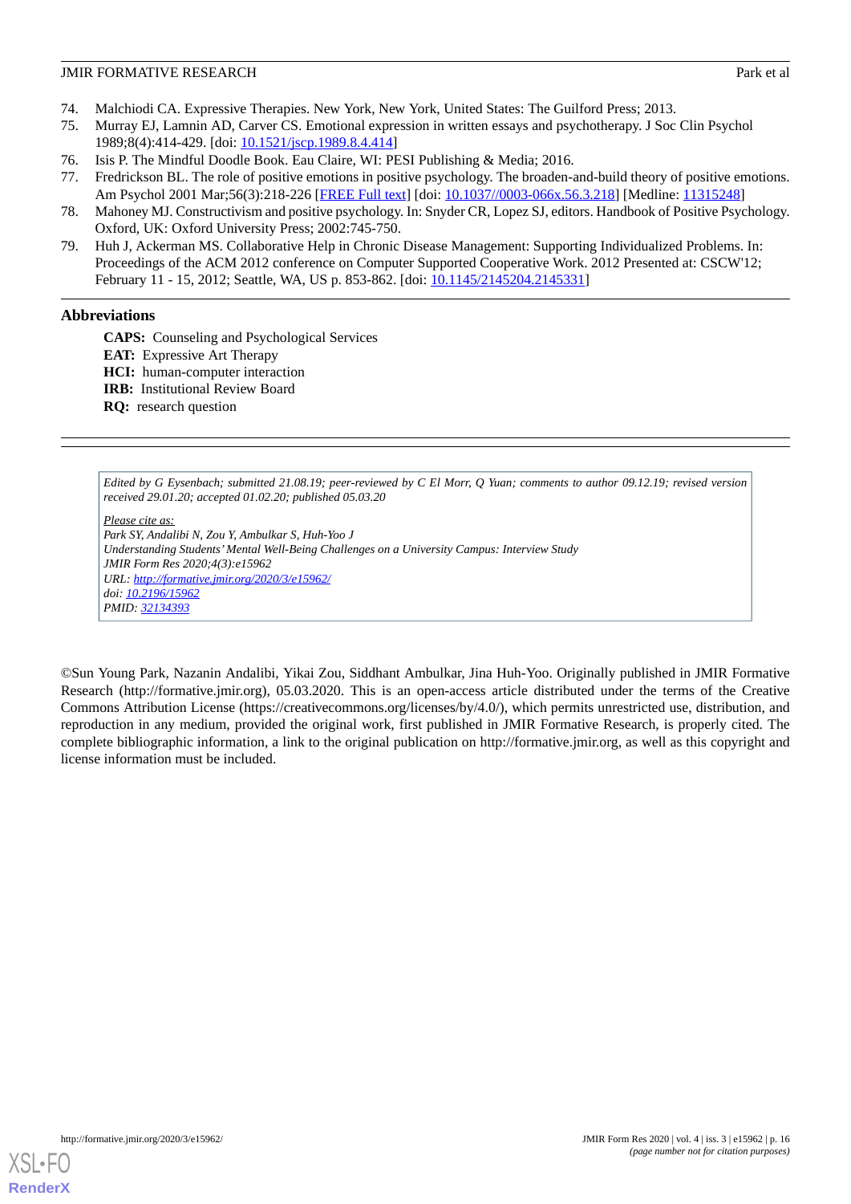74. Malchiodi CA. Expressive Therapies. New York, New York, United States: The Guilford Press; 2013.
75. Murray EJ, Lamnin AD, Carver CS. Emotional expression in written essays and psychotherapy. J Soc Clin Psychol 1989;8(4):414-429. [doi: 10.1521/jscp.1989.8.4.414]
76. Isis P. The Mindful Doodle Book. Eau Claire, WI: PESI Publishing & Media; 2016.
77. Fredrickson BL. The role of positive emotions in positive psychology. The broaden-and-build theory of positive emotions. Am Psychol 2001 Mar;56(3):218-226 [FREE Full text] [doi: 10.1037//0003-066x.56.3.218] [Medline: 11315248]
78. Mahoney MJ. Constructivism and positive psychology. In: Snyder CR, Lopez SJ, editors. Handbook of Positive Psychology. Oxford, UK: Oxford University Press; 2002:745-750.
79. Huh J, Ackerman MS. Collaborative Help in Chronic Disease Management: Supporting Individualized Problems. In: Proceedings of the ACM 2012 conference on Computer Supported Cooperative Work. 2012 Presented at: CSCW'12; February 11 - 15, 2012; Seattle, WA, US p. 853-862. [doi: 10.1145/2145204.2145331]

## Abbreviations

**CAPS:** Counseling and Psychological Services
**EAT:** Expressive Art Therapy
**HCI:** human-computer interaction
**IRB:** Institutional Review Board
**RQ:** research question

*Edited by G Eysenbach; submitted 21.08.19; peer-reviewed by C El Morr, Q Yuan; comments to author 09.12.19; revised version received 29.01.20; accepted 01.02.20; published 05.03.20*

*Please cite as:*
*Park SY, Andalibi N, Zou Y, Ambulkar S, Huh-Yoo J*
*Understanding Students' Mental Well-Being Challenges on a University Campus: Interview Study*
*JMIR Form Res 2020;4(3):e15962*
*URL: http://formative.jmir.org/2020/3/e15962/*
*doi: 10.2196/15962*
*PMID: 32134393*

©Sun Young Park, Nazanin Andalibi, Yikai Zou, Siddhant Ambulkar, Jina Huh-Yoo. Originally published in JMIR Formative Research (http://formative.jmir.org), 05.03.2020. This is an open-access article distributed under the terms of the Creative Commons Attribution License (https://creativecommons.org/licenses/by/4.0/), which permits unrestricted use, distribution, and reproduction in any medium, provided the original work, first published in JMIR Formative Research, is properly cited. The complete bibliographic information, a link to the original publication on http://formative.jmir.org, as well as this copyright and license information must be included.